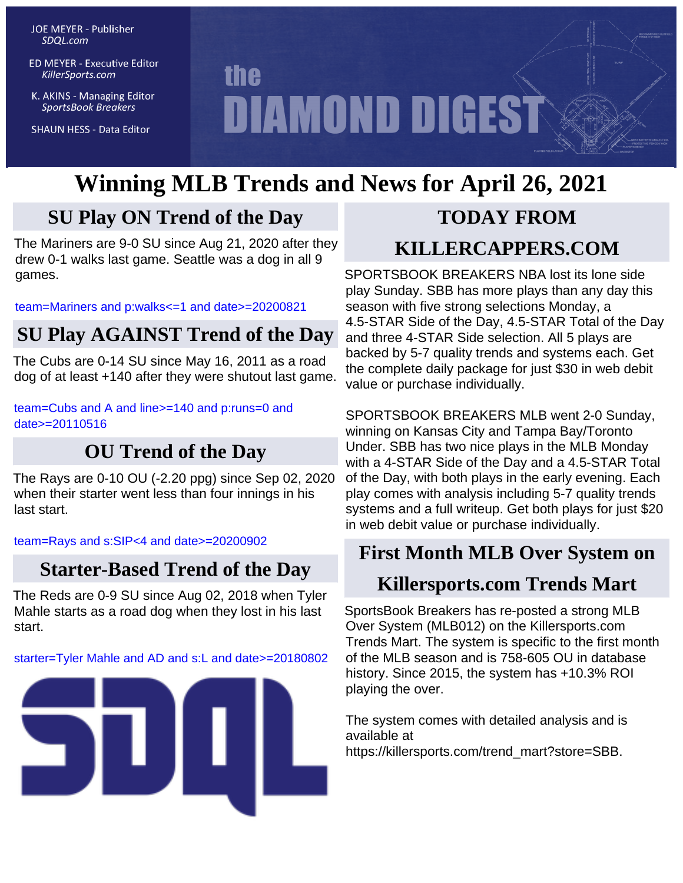JOE MEYER - Publisher
*SDQL.com*

ED MEYER - Executive Editor
*KillerSports.com*

K. AKINS - Managing Editor
*SportsBook Breakers*

SHAUN HESS - Data Editor

# the DIAMOND DIGEST

# Winning MLB Trends and News for April 26, 2021

## SU Play ON Trend of the Day

The Mariners are 9-0 SU since Aug 21, 2020 after they drew 0-1 walks last game. Seattle was a dog in all 9 games.

team=Mariners and p:walks<=1 and date>=20200821

## SU Play AGAINST Trend of the Day

The Cubs are 0-14 SU since May 16, 2011 as a road dog of at least +140 after they were shutout last game.

team=Cubs and A and line>=140 and p:runs=0 and date>=20110516

## OU Trend of the Day

The Rays are 0-10 OU (-2.20 ppg) since Sep 02, 2020 when their starter went less than four innings in his last start.

team=Rays and s:SIP<4 and date>=20200902

## Starter-Based Trend of the Day

The Reds are 0-9 SU since Aug 02, 2018 when Tyler Mahle starts as a road dog when they lost in his last start.

starter=Tyler Mahle and AD and s:L and date>=20180802

SDQL

## TODAY FROM KILLERCAPPERS.COM

SPORTSBOOK BREAKERS NBA lost its lone side play Sunday. SBB has more plays than any day this season with five strong selections Monday, a 4.5-STAR Side of the Day, 4.5-STAR Total of the Day and three 4-STAR Side selection. All 5 plays are backed by 5-7 quality trends and systems each. Get the complete daily package for just $30 in web debit value or purchase individually.

SPORTSBOOK BREAKERS MLB went 2-0 Sunday, winning on Kansas City and Tampa Bay/Toronto Under. SBB has two nice plays in the MLB Monday with a 4-STAR Side of the Day and a 4.5-STAR Total of the Day, with both plays in the early evening. Each play comes with analysis including 5-7 quality trends systems and a full writeup. Get both plays for just $20 in web debit value or purchase individually.

## First Month MLB Over System on Killersports.com Trends Mart

SportsBook Breakers has re-posted a strong MLB Over System (MLB012) on the Killersports.com Trends Mart. The system is specific to the first month of the MLB season and is 758-605 OU in database history. Since 2015, the system has +10.3% ROI playing the over.

The system comes with detailed analysis and is available at https://killersports.com/trend_mart?store=SBB.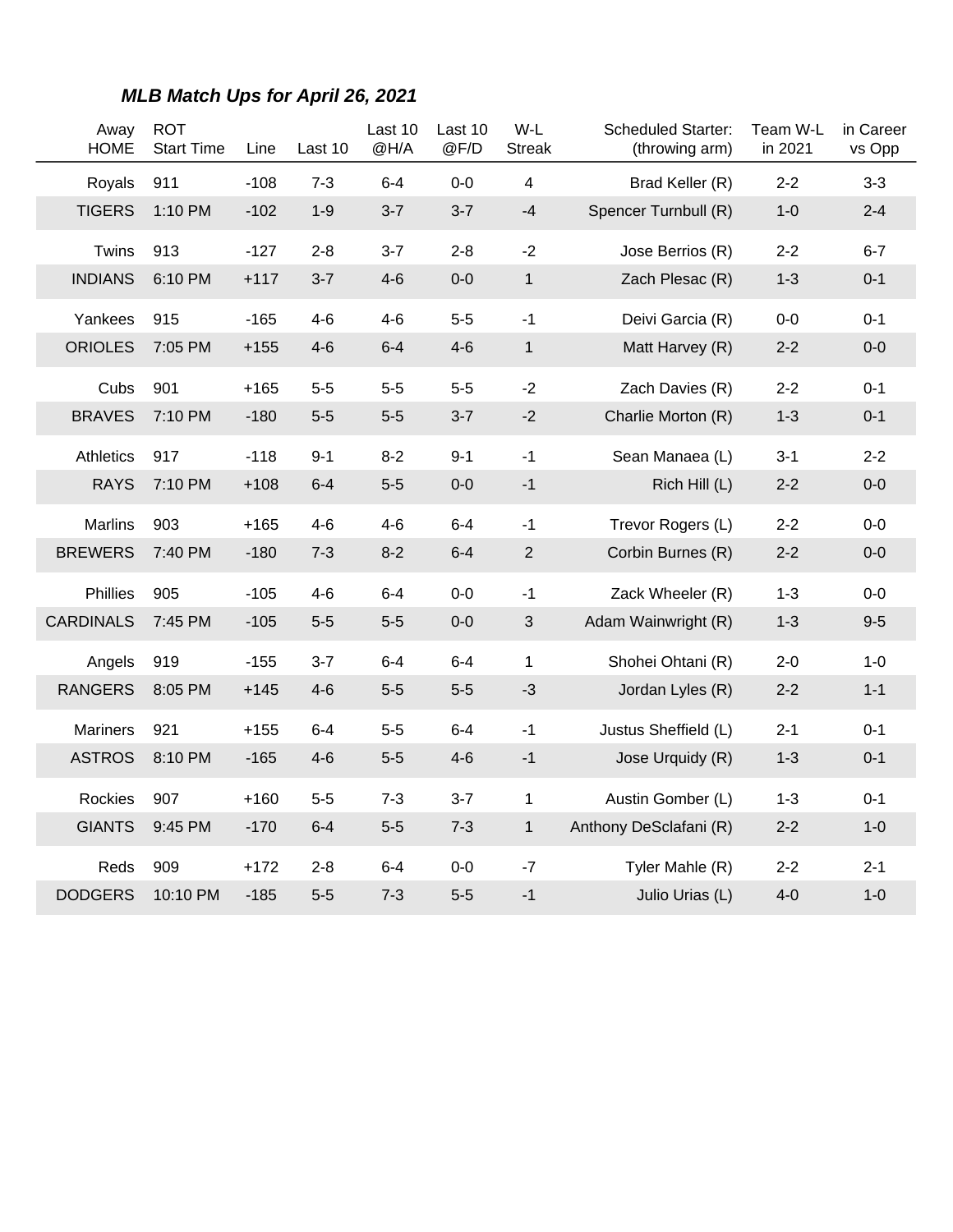### *MLB Match Ups for April 26, 2021*

| Away HOME | ROT Start Time | Line | Last 10 | Last 10 @H/A | Last 10 @F/D | W-L Streak | Scheduled Starter: (throwing arm) | Team W-L in 2021 | in Career vs Opp |
|---|---|---|---|---|---|---|---|---|---|
| Royals | 911 | -108 | 7-3 | 6-4 | 0-0 | 4 | Brad Keller (R) | 2-2 | 3-3 |
| TIGERS | 1:10 PM | -102 | 1-9 | 3-7 | 3-7 | -4 | Spencer Turnbull (R) | 1-0 | 2-4 |
| Twins | 913 | -127 | 2-8 | 3-7 | 2-8 | -2 | Jose Berrios (R) | 2-2 | 6-7 |
| INDIANS | 6:10 PM | +117 | 3-7 | 4-6 | 0-0 | 1 | Zach Plesac (R) | 1-3 | 0-1 |
| Yankees | 915 | -165 | 4-6 | 4-6 | 5-5 | -1 | Deivi Garcia (R) | 0-0 | 0-1 |
| ORIOLES | 7:05 PM | +155 | 4-6 | 6-4 | 4-6 | 1 | Matt Harvey (R) | 2-2 | 0-0 |
| Cubs | 901 | +165 | 5-5 | 5-5 | 5-5 | -2 | Zach Davies (R) | 2-2 | 0-1 |
| BRAVES | 7:10 PM | -180 | 5-5 | 5-5 | 3-7 | -2 | Charlie Morton (R) | 1-3 | 0-1 |
| Athletics | 917 | -118 | 9-1 | 8-2 | 9-1 | -1 | Sean Manaea (L) | 3-1 | 2-2 |
| RAYS | 7:10 PM | +108 | 6-4 | 5-5 | 0-0 | -1 | Rich Hill (L) | 2-2 | 0-0 |
| Marlins | 903 | +165 | 4-6 | 4-6 | 6-4 | -1 | Trevor Rogers (L) | 2-2 | 0-0 |
| BREWERS | 7:40 PM | -180 | 7-3 | 8-2 | 6-4 | 2 | Corbin Burnes (R) | 2-2 | 0-0 |
| Phillies | 905 | -105 | 4-6 | 6-4 | 0-0 | -1 | Zack Wheeler (R) | 1-3 | 0-0 |
| CARDINALS | 7:45 PM | -105 | 5-5 | 5-5 | 0-0 | 3 | Adam Wainwright (R) | 1-3 | 9-5 |
| Angels | 919 | -155 | 3-7 | 6-4 | 6-4 | 1 | Shohei Ohtani (R) | 2-0 | 1-0 |
| RANGERS | 8:05 PM | +145 | 4-6 | 5-5 | 5-5 | -3 | Jordan Lyles (R) | 2-2 | 1-1 |
| Mariners | 921 | +155 | 6-4 | 5-5 | 6-4 | -1 | Justus Sheffield (L) | 2-1 | 0-1 |
| ASTROS | 8:10 PM | -165 | 4-6 | 5-5 | 4-6 | -1 | Jose Urquidy (R) | 1-3 | 0-1 |
| Rockies | 907 | +160 | 5-5 | 7-3 | 3-7 | 1 | Austin Gomber (L) | 1-3 | 0-1 |
| GIANTS | 9:45 PM | -170 | 6-4 | 5-5 | 7-3 | 1 | Anthony DeSclafani (R) | 2-2 | 1-0 |
| Reds | 909 | +172 | 2-8 | 6-4 | 0-0 | -7 | Tyler Mahle (R) | 2-2 | 2-1 |
| DODGERS | 10:10 PM | -185 | 5-5 | 7-3 | 5-5 | -1 | Julio Urias (L) | 4-0 | 1-0 |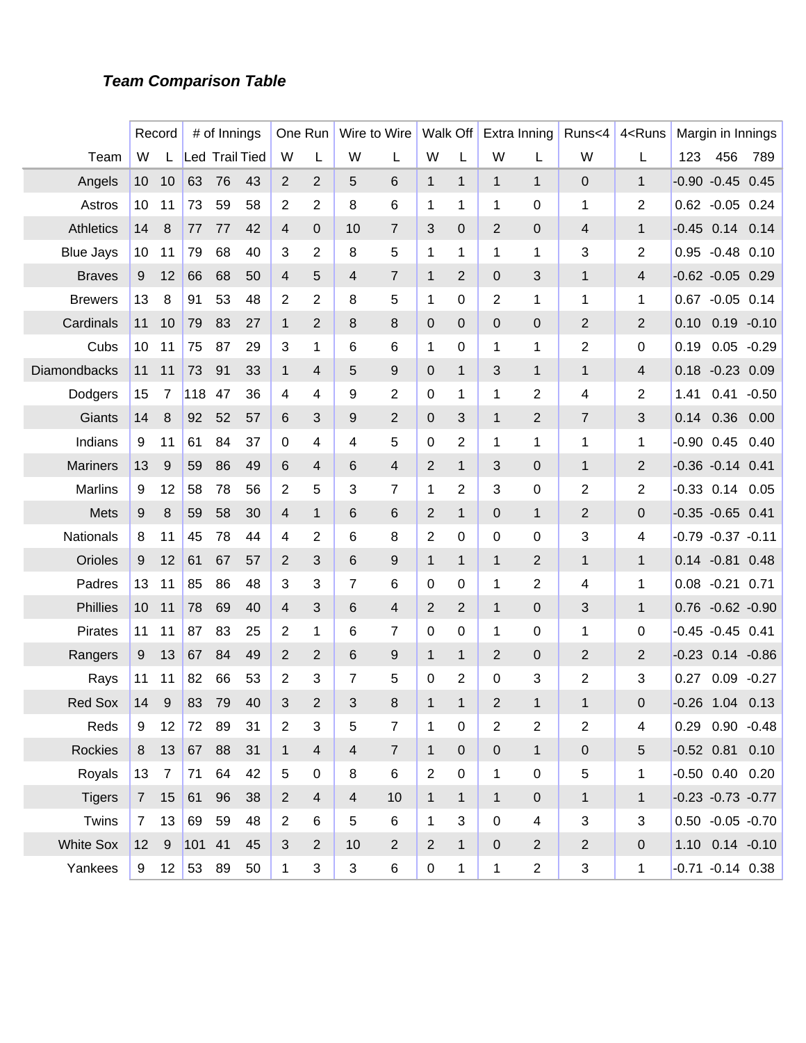### ***Team Comparison Table***

| | Record | | # of Innings | | | One Run | | Wire to Wire | | Walk Off | | Extra Inning | | Runs<4 | 4<Runs | Margin in Innings | | |
|---|---|---|---|---|---|---|---|---|---|---|---|---|---|---|---|---|---|---|
| Team | W | L | Led | Trail | Tied | W | L | W | L | W | L | W | L | W | L | 123 | 456 | 789 |
| Angels | 10 | 10 | 63 | 76 | 43 | 2 | 2 | 5 | 6 | 1 | 1 | 1 | 1 | 0 | 1 | -0.90 | -0.45 | 0.45 |
| Astros | 10 | 11 | 73 | 59 | 58 | 2 | 2 | 8 | 6 | 1 | 1 | 1 | 0 | 1 | 2 | 0.62 | -0.05 | 0.24 |
| Athletics | 14 | 8 | 77 | 77 | 42 | 4 | 0 | 10 | 7 | 3 | 0 | 2 | 0 | 4 | 1 | -0.45 | 0.14 | 0.14 |
| Blue Jays | 10 | 11 | 79 | 68 | 40 | 3 | 2 | 8 | 5 | 1 | 1 | 1 | 1 | 3 | 2 | 0.95 | -0.48 | 0.10 |
| Braves | 9 | 12 | 66 | 68 | 50 | 4 | 5 | 4 | 7 | 1 | 2 | 0 | 3 | 1 | 4 | -0.62 | -0.05 | 0.29 |
| Brewers | 13 | 8 | 91 | 53 | 48 | 2 | 2 | 8 | 5 | 1 | 0 | 2 | 1 | 1 | 1 | 0.67 | -0.05 | 0.14 |
| Cardinals | 11 | 10 | 79 | 83 | 27 | 1 | 2 | 8 | 8 | 0 | 0 | 0 | 0 | 2 | 2 | 0.10 | 0.19 | -0.10 |
| Cubs | 10 | 11 | 75 | 87 | 29 | 3 | 1 | 6 | 6 | 1 | 0 | 1 | 1 | 2 | 0 | 0.19 | 0.05 | -0.29 |
| Diamondbacks | 11 | 11 | 73 | 91 | 33 | 1 | 4 | 5 | 9 | 0 | 1 | 3 | 1 | 1 | 4 | 0.18 | -0.23 | 0.09 |
| Dodgers | 15 | 7 | 118 | 47 | 36 | 4 | 4 | 9 | 2 | 0 | 1 | 1 | 2 | 4 | 2 | 1.41 | 0.41 | -0.50 |
| Giants | 14 | 8 | 92 | 52 | 57 | 6 | 3 | 9 | 2 | 0 | 3 | 1 | 2 | 7 | 3 | 0.14 | 0.36 | 0.00 |
| Indians | 9 | 11 | 61 | 84 | 37 | 0 | 4 | 4 | 5 | 0 | 2 | 1 | 1 | 1 | 1 | -0.90 | 0.45 | 0.40 |
| Mariners | 13 | 9 | 59 | 86 | 49 | 6 | 4 | 6 | 4 | 2 | 1 | 3 | 0 | 1 | 2 | -0.36 | -0.14 | 0.41 |
| Marlins | 9 | 12 | 58 | 78 | 56 | 2 | 5 | 3 | 7 | 1 | 2 | 3 | 0 | 2 | 2 | -0.33 | 0.14 | 0.05 |
| Mets | 9 | 8 | 59 | 58 | 30 | 4 | 1 | 6 | 6 | 2 | 1 | 0 | 1 | 2 | 0 | -0.35 | -0.65 | 0.41 |
| Nationals | 8 | 11 | 45 | 78 | 44 | 4 | 2 | 6 | 8 | 2 | 0 | 0 | 0 | 3 | 4 | -0.79 | -0.37 | -0.11 |
| Orioles | 9 | 12 | 61 | 67 | 57 | 2 | 3 | 6 | 9 | 1 | 1 | 1 | 2 | 1 | 1 | 0.14 | -0.81 | 0.48 |
| Padres | 13 | 11 | 85 | 86 | 48 | 3 | 3 | 7 | 6 | 0 | 0 | 1 | 2 | 4 | 1 | 0.08 | -0.21 | 0.71 |
| Phillies | 10 | 11 | 78 | 69 | 40 | 4 | 3 | 6 | 4 | 2 | 2 | 1 | 0 | 3 | 1 | 0.76 | -0.62 | -0.90 |
| Pirates | 11 | 11 | 87 | 83 | 25 | 2 | 1 | 6 | 7 | 0 | 0 | 1 | 0 | 1 | 0 | -0.45 | -0.45 | 0.41 |
| Rangers | 9 | 13 | 67 | 84 | 49 | 2 | 2 | 6 | 9 | 1 | 1 | 2 | 0 | 2 | 2 | -0.23 | 0.14 | -0.86 |
| Rays | 11 | 11 | 82 | 66 | 53 | 2 | 3 | 7 | 5 | 0 | 2 | 0 | 3 | 2 | 3 | 0.27 | 0.09 | -0.27 |
| Red Sox | 14 | 9 | 83 | 79 | 40 | 3 | 2 | 3 | 8 | 1 | 1 | 2 | 1 | 1 | 0 | -0.26 | 1.04 | 0.13 |
| Reds | 9 | 12 | 72 | 89 | 31 | 2 | 3 | 5 | 7 | 1 | 0 | 2 | 2 | 2 | 4 | 0.29 | 0.90 | -0.48 |
| Rockies | 8 | 13 | 67 | 88 | 31 | 1 | 4 | 4 | 7 | 1 | 0 | 0 | 1 | 0 | 5 | -0.52 | 0.81 | 0.10 |
| Royals | 13 | 7 | 71 | 64 | 42 | 5 | 0 | 8 | 6 | 2 | 0 | 1 | 0 | 5 | 1 | -0.50 | 0.40 | 0.20 |
| Tigers | 7 | 15 | 61 | 96 | 38 | 2 | 4 | 4 | 10 | 1 | 1 | 1 | 0 | 1 | 1 | -0.23 | -0.73 | -0.77 |
| Twins | 7 | 13 | 69 | 59 | 48 | 2 | 6 | 5 | 6 | 1 | 3 | 0 | 4 | 3 | 3 | 0.50 | -0.05 | -0.70 |
| White Sox | 12 | 9 | 101 | 41 | 45 | 3 | 2 | 10 | 2 | 2 | 1 | 0 | 2 | 2 | 0 | 1.10 | 0.14 | -0.10 |
| Yankees | 9 | 12 | 53 | 89 | 50 | 1 | 3 | 3 | 6 | 0 | 1 | 1 | 2 | 3 | 1 | -0.71 | -0.14 | 0.38 |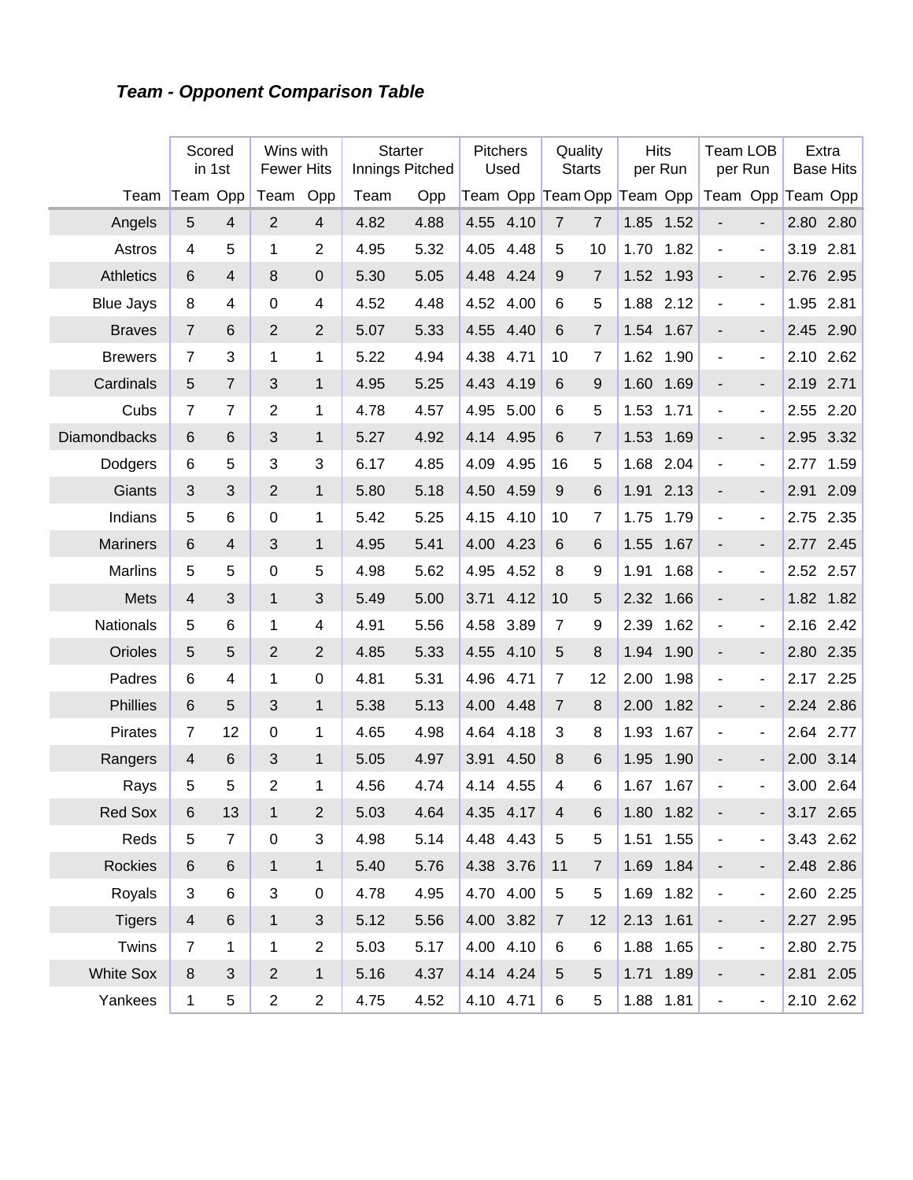### *Team - Opponent Comparison Table*

| | Scored in 1st | | Wins with Fewer Hits | | Starter Innings Pitched | | Pitchers Used | | Quality Starts | | Hits per Run | | Team LOB per Run | | Extra Base Hits | |
|---|---|---|---|---|---|---|---|---|---|---|---|---|---|---|---|---|
| Team | Team | Opp | Team | Opp | Team | Opp | Team | Opp | Team | Opp | Team | Opp | Team | Opp | Team | Opp |
| Angels | 5 | 4 | 2 | 4 | 4.82 | 4.88 | 4.55 | 4.10 | 7 | 7 | 1.85 | 1.52 | - | - | 2.80 | 2.80 |
| Astros | 4 | 5 | 1 | 2 | 4.95 | 5.32 | 4.05 | 4.48 | 5 | 10 | 1.70 | 1.82 | - | - | 3.19 | 2.81 |
| Athletics | 6 | 4 | 8 | 0 | 5.30 | 5.05 | 4.48 | 4.24 | 9 | 7 | 1.52 | 1.93 | - | - | 2.76 | 2.95 |
| Blue Jays | 8 | 4 | 0 | 4 | 4.52 | 4.48 | 4.52 | 4.00 | 6 | 5 | 1.88 | 2.12 | - | - | 1.95 | 2.81 |
| Braves | 7 | 6 | 2 | 2 | 5.07 | 5.33 | 4.55 | 4.40 | 6 | 7 | 1.54 | 1.67 | - | - | 2.45 | 2.90 |
| Brewers | 7 | 3 | 1 | 1 | 5.22 | 4.94 | 4.38 | 4.71 | 10 | 7 | 1.62 | 1.90 | - | - | 2.10 | 2.62 |
| Cardinals | 5 | 7 | 3 | 1 | 4.95 | 5.25 | 4.43 | 4.19 | 6 | 9 | 1.60 | 1.69 | - | - | 2.19 | 2.71 |
| Cubs | 7 | 7 | 2 | 1 | 4.78 | 4.57 | 4.95 | 5.00 | 6 | 5 | 1.53 | 1.71 | - | - | 2.55 | 2.20 |
| Diamondbacks | 6 | 6 | 3 | 1 | 5.27 | 4.92 | 4.14 | 4.95 | 6 | 7 | 1.53 | 1.69 | - | - | 2.95 | 3.32 |
| Dodgers | 6 | 5 | 3 | 3 | 6.17 | 4.85 | 4.09 | 4.95 | 16 | 5 | 1.68 | 2.04 | - | - | 2.77 | 1.59 |
| Giants | 3 | 3 | 2 | 1 | 5.80 | 5.18 | 4.50 | 4.59 | 9 | 6 | 1.91 | 2.13 | - | - | 2.91 | 2.09 |
| Indians | 5 | 6 | 0 | 1 | 5.42 | 5.25 | 4.15 | 4.10 | 10 | 7 | 1.75 | 1.79 | - | - | 2.75 | 2.35 |
| Mariners | 6 | 4 | 3 | 1 | 4.95 | 5.41 | 4.00 | 4.23 | 6 | 6 | 1.55 | 1.67 | - | - | 2.77 | 2.45 |
| Marlins | 5 | 5 | 0 | 5 | 4.98 | 5.62 | 4.95 | 4.52 | 8 | 9 | 1.91 | 1.68 | - | - | 2.52 | 2.57 |
| Mets | 4 | 3 | 1 | 3 | 5.49 | 5.00 | 3.71 | 4.12 | 10 | 5 | 2.32 | 1.66 | - | - | 1.82 | 1.82 |
| Nationals | 5 | 6 | 1 | 4 | 4.91 | 5.56 | 4.58 | 3.89 | 7 | 9 | 2.39 | 1.62 | - | - | 2.16 | 2.42 |
| Orioles | 5 | 5 | 2 | 2 | 4.85 | 5.33 | 4.55 | 4.10 | 5 | 8 | 1.94 | 1.90 | - | - | 2.80 | 2.35 |
| Padres | 6 | 4 | 1 | 0 | 4.81 | 5.31 | 4.96 | 4.71 | 7 | 12 | 2.00 | 1.98 | - | - | 2.17 | 2.25 |
| Phillies | 6 | 5 | 3 | 1 | 5.38 | 5.13 | 4.00 | 4.48 | 7 | 8 | 2.00 | 1.82 | - | - | 2.24 | 2.86 |
| Pirates | 7 | 12 | 0 | 1 | 4.65 | 4.98 | 4.64 | 4.18 | 3 | 8 | 1.93 | 1.67 | - | - | 2.64 | 2.77 |
| Rangers | 4 | 6 | 3 | 1 | 5.05 | 4.97 | 3.91 | 4.50 | 8 | 6 | 1.95 | 1.90 | - | - | 2.00 | 3.14 |
| Rays | 5 | 5 | 2 | 1 | 4.56 | 4.74 | 4.14 | 4.55 | 4 | 6 | 1.67 | 1.67 | - | - | 3.00 | 2.64 |
| Red Sox | 6 | 13 | 1 | 2 | 5.03 | 4.64 | 4.35 | 4.17 | 4 | 6 | 1.80 | 1.82 | - | - | 3.17 | 2.65 |
| Reds | 5 | 7 | 0 | 3 | 4.98 | 5.14 | 4.48 | 4.43 | 5 | 5 | 1.51 | 1.55 | - | - | 3.43 | 2.62 |
| Rockies | 6 | 6 | 1 | 1 | 5.40 | 5.76 | 4.38 | 3.76 | 11 | 7 | 1.69 | 1.84 | - | - | 2.48 | 2.86 |
| Royals | 3 | 6 | 3 | 0 | 4.78 | 4.95 | 4.70 | 4.00 | 5 | 5 | 1.69 | 1.82 | - | - | 2.60 | 2.25 |
| Tigers | 4 | 6 | 1 | 3 | 5.12 | 5.56 | 4.00 | 3.82 | 7 | 12 | 2.13 | 1.61 | - | - | 2.27 | 2.95 |
| Twins | 7 | 1 | 1 | 2 | 5.03 | 5.17 | 4.00 | 4.10 | 6 | 6 | 1.88 | 1.65 | - | - | 2.80 | 2.75 |
| White Sox | 8 | 3 | 2 | 1 | 5.16 | 4.37 | 4.14 | 4.24 | 5 | 5 | 1.71 | 1.89 | - | - | 2.81 | 2.05 |
| Yankees | 1 | 5 | 2 | 2 | 4.75 | 4.52 | 4.10 | 4.71 | 6 | 5 | 1.88 | 1.81 | - | - | 2.10 | 2.62 |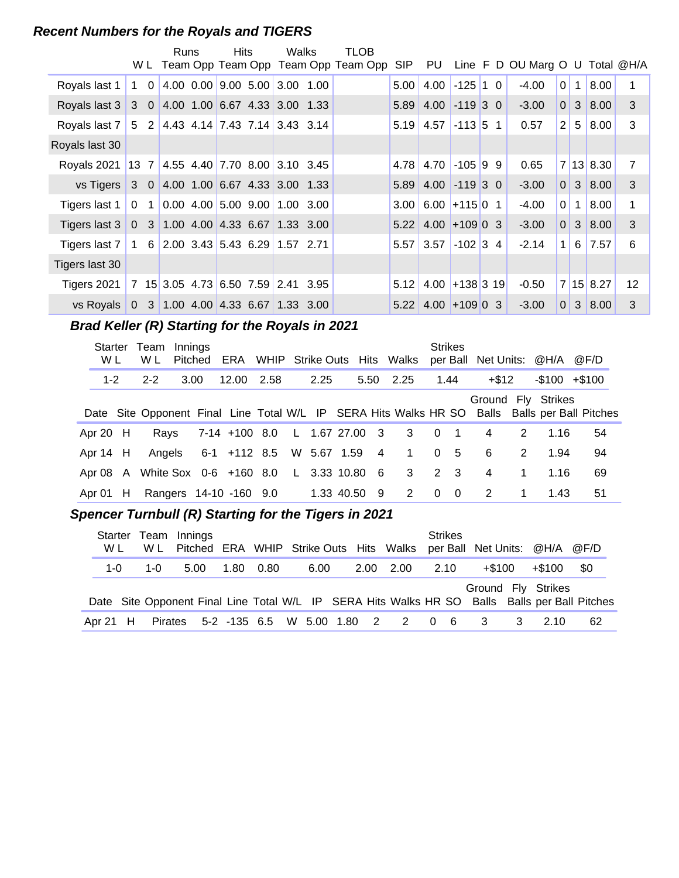### *Recent Numbers for the Royals and TIGERS*

| | W | L | Runs Team | Runs Opp | Hits Team | Hits Opp | Walks Team | Walks Opp | TLOB Team Opp | SIP | PU | Line | F | D | OU Marg | O | U | Total | @H/A |
|---|---|---|---|---|---|---|---|---|---|---|---|---|---|---|---|---|---|---|---|
| Royals last 1 | 1 | 0 | 4.00 | 0.00 | 9.00 | 5.00 | 3.00 | 1.00 | | 5.00 | 4.00 | -125 | 1 | 0 | -4.00 | 0 | 1 | 8.00 | 1 |
| Royals last 3 | 3 | 0 | 4.00 | 1.00 | 6.67 | 4.33 | 3.00 | 1.33 | | 5.89 | 4.00 | -119 | 3 | 0 | -3.00 | 0 | 3 | 8.00 | 3 |
| Royals last 7 | 5 | 2 | 4.43 | 4.14 | 7.43 | 7.14 | 3.43 | 3.14 | | 5.19 | 4.57 | -113 | 5 | 1 | 0.57 | 2 | 5 | 8.00 | 3 |
| Royals last 30 | | | | | | | | | | | | | | | | | | | |
| Royals 2021 | 13 | 7 | 4.55 | 4.40 | 7.70 | 8.00 | 3.10 | 3.45 | | 4.78 | 4.70 | -105 | 9 | 9 | 0.65 | 7 | 13 | 8.30 | 7 |
| vs Tigers | 3 | 0 | 4.00 | 1.00 | 6.67 | 4.33 | 3.00 | 1.33 | | 5.89 | 4.00 | -119 | 3 | 0 | -3.00 | 0 | 3 | 8.00 | 3 |
| Tigers last 1 | 0 | 1 | 0.00 | 4.00 | 5.00 | 9.00 | 1.00 | 3.00 | | 3.00 | 6.00 | +115 | 0 | 1 | -4.00 | 0 | 1 | 8.00 | 1 |
| Tigers last 3 | 0 | 3 | 1.00 | 4.00 | 4.33 | 6.67 | 1.33 | 3.00 | | 5.22 | 4.00 | +109 | 0 | 3 | -3.00 | 0 | 3 | 8.00 | 3 |
| Tigers last 7 | 1 | 6 | 2.00 | 3.43 | 5.43 | 6.29 | 1.57 | 2.71 | | 5.57 | 3.57 | -102 | 3 | 4 | -2.14 | 1 | 6 | 7.57 | 6 |
| Tigers last 30 | | | | | | | | | | | | | | | | | | | |
| Tigers 2021 | 7 | 15 | 3.05 | 4.73 | 6.50 | 7.59 | 2.41 | 3.95 | | 5.12 | 4.00 | +138 | 3 | 19 | -0.50 | 7 | 15 | 8.27 | 12 |
| vs Royals | 0 | 3 | 1.00 | 4.00 | 4.33 | 6.67 | 1.33 | 3.00 | | 5.22 | 4.00 | +109 | 0 | 3 | -3.00 | 0 | 3 | 8.00 | 3 |

### *Brad Keller (R) Starting for the Royals in 2021*

| Starter W L | Team W L | Innings Pitched | ERA | WHIP | Strike Outs | Hits | Walks | Strikes per Ball | Net Units: | @H/A | @F/D |
|---|---|---|---|---|---|---|---|---|---|---|---|
| 1-2 | 2-2 | 3.00 | 12.00 | 2.58 | 2.25 | 5.50 | 2.25 | 1.44 | +$12 | -$100 | +$100 |

| Date | Site | Opponent | Final | Line | Total | W/L | IP | SERA | Hits | Walks | HR | SO | Ground Balls | Fly Balls | Strikes per Ball | Pitches |
|---|---|---|---|---|---|---|---|---|---|---|---|---|---|---|---|---|
| Apr 20 | H | Rays | 7-14 | +100 | 8.0 | L | 1.67 | 27.00 | 3 | 3 | 0 | 1 | 4 | 2 | 1.16 | 54 |
| Apr 14 | H | Angels | 6-1 | +112 | 8.5 | W | 5.67 | 1.59 | 4 | 1 | 0 | 5 | 6 | 2 | 1.94 | 94 |
| Apr 08 | A | White Sox | 0-6 | +160 | 8.0 | L | 3.33 | 10.80 | 6 | 3 | 2 | 3 | 4 | 1 | 1.16 | 69 |
| Apr 01 | H | Rangers | 14-10 | -160 | 9.0 | | 1.33 | 40.50 | 9 | 2 | 0 | 0 | 2 | 1 | 1.43 | 51 |

### *Spencer Turnbull (R) Starting for the Tigers in 2021*

| Starter W L | Team W L | Innings Pitched | ERA | WHIP | Strike Outs | Hits | Walks | Strikes per Ball | Net Units: | @H/A | @F/D |
|---|---|---|---|---|---|---|---|---|---|---|---|
| 1-0 | 1-0 | 5.00 | 1.80 | 0.80 | 6.00 | 2.00 | 2.00 | 2.10 | +$100 | +$100 | $0 |

| Date | Site | Opponent | Final | Line | Total | W/L | IP | SERA | Hits | Walks | HR | SO | Ground Balls | Fly Balls | Strikes per Ball | Pitches |
|---|---|---|---|---|---|---|---|---|---|---|---|---|---|---|---|---|
| Apr 21 | H | Pirates | 5-2 | -135 | 6.5 | W | 5.00 | 1.80 | 2 | 2 | 0 | 6 | 3 | 3 | 2.10 | 62 |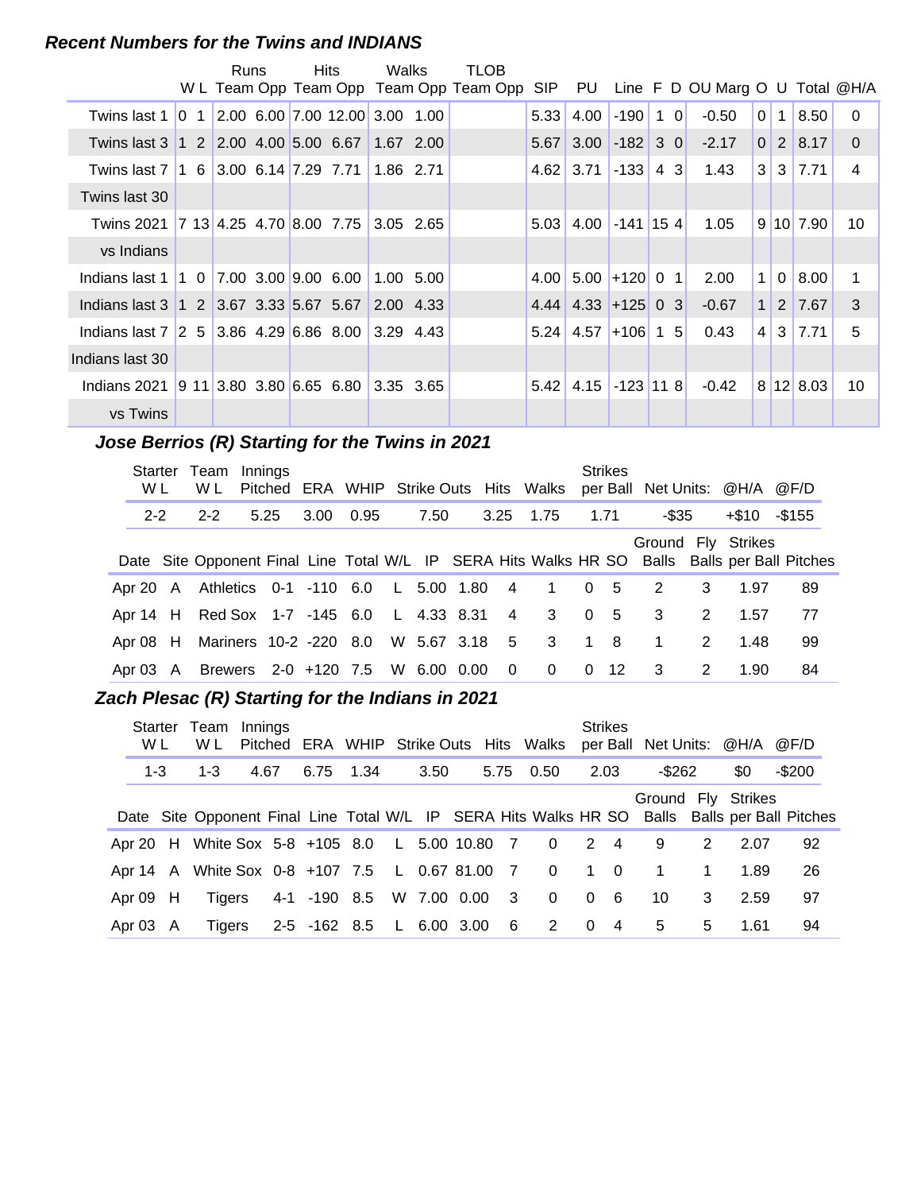## Recent Numbers for the Twins and INDIANS

| | W | L | Runs Team | Runs Opp | Hits Team | Hits Opp | Walks Team | Walks Opp | TLOB Team | TLOB Opp | SIP | PU | Line | F | D | OU Marg | O | U | Total | @H/A |
|---|---|---|---|---|---|---|---|---|---|---|---|---|---|---|---|---|---|---|---|---|
| Twins last 1 | 0 | 1 | 2.00 | 6.00 | 7.00 | 12.00 | 3.00 | 1.00 | | | 5.33 | 4.00 | -190 | 1 | 0 | -0.50 | 0 | 1 | 8.50 | 0 |
| Twins last 3 | 1 | 2 | 2.00 | 4.00 | 5.00 | 6.67 | 1.67 | 2.00 | | | 5.67 | 3.00 | -182 | 3 | 0 | -2.17 | 0 | 2 | 8.17 | 0 |
| Twins last 7 | 1 | 6 | 3.00 | 6.14 | 7.29 | 7.71 | 1.86 | 2.71 | | | 4.62 | 3.71 | -133 | 4 | 3 | 1.43 | 3 | 3 | 7.71 | 4 |
| Twins last 30 | | | | | | | | | | | | | | | | | | | | |
| Twins 2021 | 7 | 13 | 4.25 | 4.70 | 8.00 | 7.75 | 3.05 | 2.65 | | | 5.03 | 4.00 | -141 | 15 | 4 | 1.05 | 9 | 10 | 7.90 | 10 |
| vs Indians | | | | | | | | | | | | | | | | | | | | |
| Indians last 1 | 1 | 0 | 7.00 | 3.00 | 9.00 | 6.00 | 1.00 | 5.00 | | | 4.00 | 5.00 | +120 | 0 | 1 | 2.00 | 1 | 0 | 8.00 | 1 |
| Indians last 3 | 1 | 2 | 3.67 | 3.33 | 5.67 | 5.67 | 2.00 | 4.33 | | | 4.44 | 4.33 | +125 | 0 | 3 | -0.67 | 1 | 2 | 7.67 | 3 |
| Indians last 7 | 2 | 5 | 3.86 | 4.29 | 6.86 | 8.00 | 3.29 | 4.43 | | | 5.24 | 4.57 | +106 | 1 | 5 | 0.43 | 4 | 3 | 7.71 | 5 |
| Indians last 30 | | | | | | | | | | | | | | | | | | | | |
| Indians 2021 | 9 | 11 | 3.80 | 3.80 | 6.65 | 6.80 | 3.35 | 3.65 | | | 5.42 | 4.15 | -123 | 11 | 8 | -0.42 | 8 | 12 | 8.03 | 10 |
| vs Twins | | | | | | | | | | | | | | | | | | | | |

### Jose Berrios (R) Starting for the Twins in 2021

| Starter W L | Team W L | Innings Pitched | ERA | WHIP | Strike Outs | Hits | Walks | Strikes per Ball | Net Units: | @H/A | @F/D |
|---|---|---|---|---|---|---|---|---|---|---|---|
| 2-2 | 2-2 | 5.25 | 3.00 | 0.95 | 7.50 | 3.25 | 1.75 | 1.71 | -$35 | +$10 | -$155 |

| Date | Site | Opponent | Final | Line | Total | W/L | IP | SERA | Hits | Walks | HR | SO | Ground Balls | Fly Balls | Strikes per Ball | Pitches |
|---|---|---|---|---|---|---|---|---|---|---|---|---|---|---|---|---|
| Apr 20 | A | Athletics | 0-1 | -110 | 6.0 | L | 5.00 | 1.80 | 4 | 1 | 0 | 5 | 2 | 3 | 1.97 | 89 |
| Apr 14 | H | Red Sox | 1-7 | -145 | 6.0 | L | 4.33 | 8.31 | 4 | 3 | 0 | 5 | 3 | 2 | 1.57 | 77 |
| Apr 08 | H | Mariners | 10-2 | -220 | 8.0 | W | 5.67 | 3.18 | 5 | 3 | 1 | 8 | 1 | 2 | 1.48 | 99 |
| Apr 03 | A | Brewers | 2-0 | +120 | 7.5 | W | 6.00 | 0.00 | 0 | 0 | 0 | 12 | 3 | 2 | 1.90 | 84 |

### Zach Plesac (R) Starting for the Indians in 2021

| Starter W L | Team W L | Innings Pitched | ERA | WHIP | Strike Outs | Hits | Walks | Strikes per Ball | Net Units: | @H/A | @F/D |
|---|---|---|---|---|---|---|---|---|---|---|---|
| 1-3 | 1-3 | 4.67 | 6.75 | 1.34 | 3.50 | 5.75 | 0.50 | 2.03 | -$262 | $0 | -$200 |

| Date | Site | Opponent | Final | Line | Total | W/L | IP | SERA | Hits | Walks | HR | SO | Ground Balls | Fly Balls | Strikes per Ball | Pitches |
|---|---|---|---|---|---|---|---|---|---|---|---|---|---|---|---|---|
| Apr 20 | H | White Sox | 5-8 | +105 | 8.0 | L | 5.00 | 10.80 | 7 | 0 | 2 | 4 | 9 | 2 | 2.07 | 92 |
| Apr 14 | A | White Sox | 0-8 | +107 | 7.5 | L | 0.67 | 81.00 | 7 | 0 | 1 | 0 | 1 | 1 | 1.89 | 26 |
| Apr 09 | H | Tigers | 4-1 | -190 | 8.5 | W | 7.00 | 0.00 | 3 | 0 | 0 | 6 | 10 | 3 | 2.59 | 97 |
| Apr 03 | A | Tigers | 2-5 | -162 | 8.5 | L | 6.00 | 3.00 | 6 | 2 | 0 | 4 | 5 | 5 | 1.61 | 94 |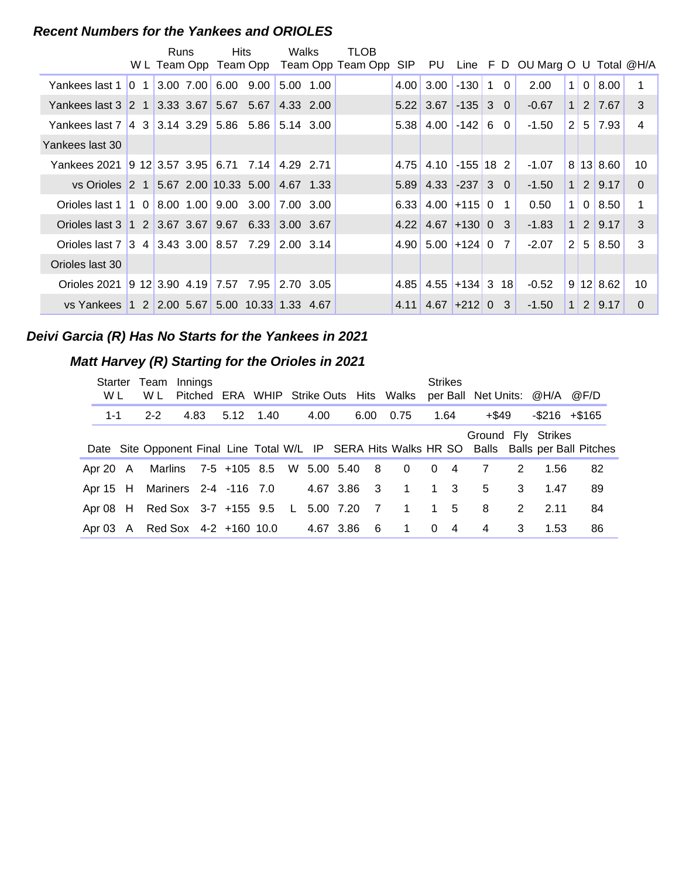### *Recent Numbers for the Yankees and ORIOLES*

| | W | L | Runs Team | Runs Opp | Hits Team | Hits Opp | Walks Team | Walks Opp | TLOB Team | TLOB Opp | SIP | PU | Line | F | D | OU Marg | O | U | Total | @H/A |
|---|---|---|---|---|---|---|---|---|---|---|---|---|---|---|---|---|---|---|---|---|
| Yankees last 1 | 0 | 1 | 3.00 | 7.00 | 6.00 | 9.00 | 5.00 | 1.00 | | | 4.00 | 3.00 | -130 | 1 | 0 | 2.00 | 1 | 0 | 8.00 | 1 |
| Yankees last 3 | 2 | 1 | 3.33 | 3.67 | 5.67 | 5.67 | 4.33 | 2.00 | | | 5.22 | 3.67 | -135 | 3 | 0 | -0.67 | 1 | 2 | 7.67 | 3 |
| Yankees last 7 | 4 | 3 | 3.14 | 3.29 | 5.86 | 5.86 | 5.14 | 3.00 | | | 5.38 | 4.00 | -142 | 6 | 0 | -1.50 | 2 | 5 | 7.93 | 4 |
| Yankees last 30 | | | | | | | | | | | | | | | | | | | | |
| Yankees 2021 | 9 | 12 | 3.57 | 3.95 | 6.71 | 7.14 | 4.29 | 2.71 | | | 4.75 | 4.10 | -155 | 18 | 2 | -1.07 | 8 | 13 | 8.60 | 10 |
| vs Orioles | 2 | 1 | 5.67 | 2.00 | 10.33 | 5.00 | 4.67 | 1.33 | | | 5.89 | 4.33 | -237 | 3 | 0 | -1.50 | 1 | 2 | 9.17 | 0 |
| Orioles last 1 | 1 | 0 | 8.00 | 1.00 | 9.00 | 3.00 | 7.00 | 3.00 | | | 6.33 | 4.00 | +115 | 0 | 1 | 0.50 | 1 | 0 | 8.50 | 1 |
| Orioles last 3 | 1 | 2 | 3.67 | 3.67 | 9.67 | 6.33 | 3.00 | 3.67 | | | 4.22 | 4.67 | +130 | 0 | 3 | -1.83 | 1 | 2 | 9.17 | 3 |
| Orioles last 7 | 3 | 4 | 3.43 | 3.00 | 8.57 | 7.29 | 2.00 | 3.14 | | | 4.90 | 5.00 | +124 | 0 | 7 | -2.07 | 2 | 5 | 8.50 | 3 |
| Orioles last 30 | | | | | | | | | | | | | | | | | | | | |
| Orioles 2021 | 9 | 12 | 3.90 | 4.19 | 7.57 | 7.95 | 2.70 | 3.05 | | | 4.85 | 4.55 | +134 | 3 | 18 | -0.52 | 9 | 12 | 8.62 | 10 |
| vs Yankees | 1 | 2 | 2.00 | 5.67 | 5.00 | 10.33 | 1.33 | 4.67 | | | 4.11 | 4.67 | +212 | 0 | 3 | -1.50 | 1 | 2 | 9.17 | 0 |

### *Deivi Garcia (R) Has No Starts for the Yankees in 2021*

### *Matt Harvey (R) Starting for the Orioles in 2021*

| Starter W L | Team W L | Innings Pitched | ERA | WHIP | Strike Outs | Hits | Walks | Strikes per Ball | Net Units: | @H/A | @F/D |
|---|---|---|---|---|---|---|---|---|---|---|---|
| 1-1 | 2-2 | 4.83 | 5.12 | 1.40 | 4.00 | 6.00 | 0.75 | 1.64 | +$49 | -$216 | +$165 |

| Date | Site | Opponent | Final | Line | Total | W/L | IP | SERA | Hits | Walks | HR | SO | Ground Balls | Fly Balls | Strikes per Ball | Pitches |
|---|---|---|---|---|---|---|---|---|---|---|---|---|---|---|---|---|
| Apr 20 | A | Marlins | 7-5 | +105 | 8.5 | W | 5.00 | 5.40 | 8 | 0 | 0 | 4 | 7 | 2 | 1.56 | 82 |
| Apr 15 | H | Mariners | 2-4 | -116 | 7.0 | | 4.67 | 3.86 | 3 | 1 | 1 | 3 | 5 | 3 | 1.47 | 89 |
| Apr 08 | H | Red Sox | 3-7 | +155 | 9.5 | L | 5.00 | 7.20 | 7 | 1 | 1 | 5 | 8 | 2 | 2.11 | 84 |
| Apr 03 | A | Red Sox | 4-2 | +160 | 10.0 | | 4.67 | 3.86 | 6 | 1 | 0 | 4 | 4 | 3 | 1.53 | 86 |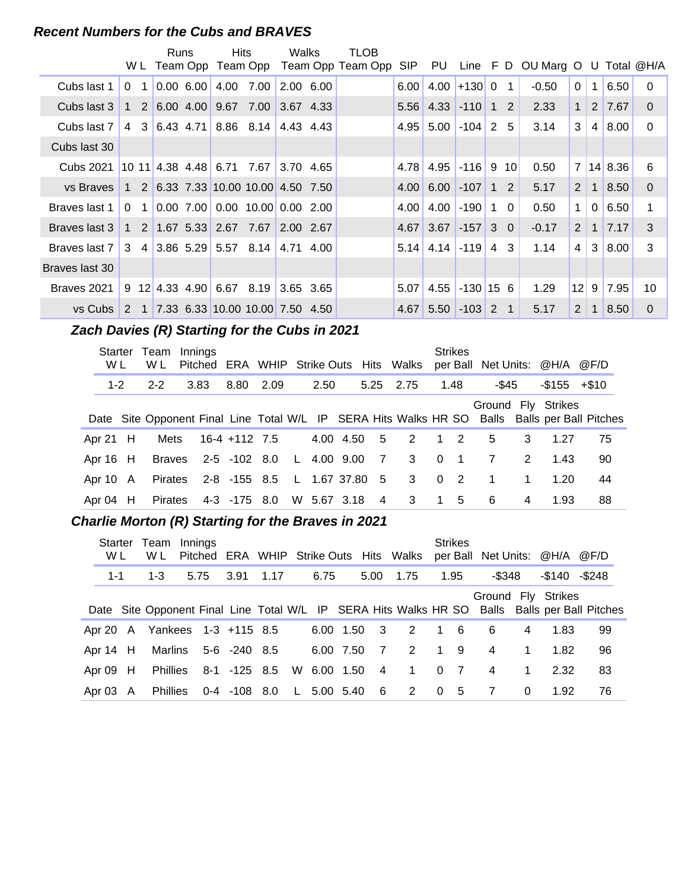### *Recent Numbers for the Cubs and BRAVES*

| | W | L | Runs Team | Runs Opp | Hits Team | Hits Opp | Walks Team | Walks Opp | TLOB Team | TLOB Opp | SIP | PU | Line | F | D | OU Marg | O | U | Total | @H/A |
|---|---|---|---|---|---|---|---|---|---|---|---|---|---|---|---|---|---|---|---|---|
| Cubs last 1 | 0 | 1 | 0.00 | 6.00 | 4.00 | 7.00 | 2.00 | 6.00 | | | 6.00 | 4.00 | +130 | 0 | 1 | -0.50 | 0 | 1 | 6.50 | 0 |
| Cubs last 3 | 1 | 2 | 6.00 | 4.00 | 9.67 | 7.00 | 3.67 | 4.33 | | | 5.56 | 4.33 | -110 | 1 | 2 | 2.33 | 1 | 2 | 7.67 | 0 |
| Cubs last 7 | 4 | 3 | 6.43 | 4.71 | 8.86 | 8.14 | 4.43 | 4.43 | | | 4.95 | 5.00 | -104 | 2 | 5 | 3.14 | 3 | 4 | 8.00 | 0 |
| Cubs last 30 | | | | | | | | | | | | | | | | | | | | |
| Cubs 2021 | 10 | 11 | 4.38 | 4.48 | 6.71 | 7.67 | 3.70 | 4.65 | | | 4.78 | 4.95 | -116 | 9 | 10 | 0.50 | 7 | 14 | 8.36 | 6 |
| vs Braves | 1 | 2 | 6.33 | 7.33 | 10.00 | 10.00 | 4.50 | 7.50 | | | 4.00 | 6.00 | -107 | 1 | 2 | 5.17 | 2 | 1 | 8.50 | 0 |
| Braves last 1 | 0 | 1 | 0.00 | 7.00 | 0.00 | 10.00 | 0.00 | 2.00 | | | 4.00 | 4.00 | -190 | 1 | 0 | 0.50 | 1 | 0 | 6.50 | 1 |
| Braves last 3 | 1 | 2 | 1.67 | 5.33 | 2.67 | 7.67 | 2.00 | 2.67 | | | 4.67 | 3.67 | -157 | 3 | 0 | -0.17 | 2 | 1 | 7.17 | 3 |
| Braves last 7 | 3 | 4 | 3.86 | 5.29 | 5.57 | 8.14 | 4.71 | 4.00 | | | 5.14 | 4.14 | -119 | 4 | 3 | 1.14 | 4 | 3 | 8.00 | 3 |
| Braves last 30 | | | | | | | | | | | | | | | | | | | | |
| Braves 2021 | 9 | 12 | 4.33 | 4.90 | 6.67 | 8.19 | 3.65 | 3.65 | | | 5.07 | 4.55 | -130 | 15 | 6 | 1.29 | 12 | 9 | 7.95 | 10 |
| vs Cubs | 2 | 1 | 7.33 | 6.33 | 10.00 | 10.00 | 7.50 | 4.50 | | | 4.67 | 5.50 | -103 | 2 | 1 | 5.17 | 2 | 1 | 8.50 | 0 |

### *Zach Davies (R) Starting for the Cubs in 2021*

| Starter W L | Team W L | Innings Pitched | ERA | WHIP | Strike Outs | Hits | Walks | Strikes per Ball | Net Units: | @H/A | @F/D |
|---|---|---|---|---|---|---|---|---|---|---|---|
| 1-2 | 2-2 | 3.83 | 8.80 | 2.09 | 2.50 | 5.25 | 2.75 | 1.48 | -$45 | -$155 | +$10 |

| Date | Site | Opponent | Final | Line | Total | W/L | IP | SERA | Hits | Walks | HR | SO | Ground Balls | Fly Balls | Strikes per Ball | Pitches |
|---|---|---|---|---|---|---|---|---|---|---|---|---|---|---|---|---|
| Apr 21 | H | Mets | 16-4 | +112 | 7.5 | | 4.00 | 4.50 | 5 | 2 | 1 | 2 | 5 | 3 | 1.27 | 75 |
| Apr 16 | H | Braves | 2-5 | -102 | 8.0 | L | 4.00 | 9.00 | 7 | 3 | 0 | 1 | 7 | 2 | 1.43 | 90 |
| Apr 10 | A | Pirates | 2-8 | -155 | 8.5 | L | 1.67 | 37.80 | 5 | 3 | 0 | 2 | 1 | 1 | 1.20 | 44 |
| Apr 04 | H | Pirates | 4-3 | -175 | 8.0 | W | 5.67 | 3.18 | 4 | 3 | 1 | 5 | 6 | 4 | 1.93 | 88 |

### *Charlie Morton (R) Starting for the Braves in 2021*

| Starter W L | Team W L | Innings Pitched | ERA | WHIP | Strike Outs | Hits | Walks | Strikes per Ball | Net Units: | @H/A | @F/D |
|---|---|---|---|---|---|---|---|---|---|---|---|
| 1-1 | 1-3 | 5.75 | 3.91 | 1.17 | 6.75 | 5.00 | 1.75 | 1.95 | -$348 | -$140 | -$248 |

| Date | Site | Opponent | Final | Line | Total | W/L | IP | SERA | Hits | Walks | HR | SO | Ground Balls | Fly Balls | Strikes per Ball | Pitches |
|---|---|---|---|---|---|---|---|---|---|---|---|---|---|---|---|---|
| Apr 20 | A | Yankees | 1-3 | +115 | 8.5 | | 6.00 | 1.50 | 3 | 2 | 1 | 6 | 6 | 4 | 1.83 | 99 |
| Apr 14 | H | Marlins | 5-6 | -240 | 8.5 | | 6.00 | 7.50 | 7 | 2 | 1 | 9 | 4 | 1 | 1.82 | 96 |
| Apr 09 | H | Phillies | 8-1 | -125 | 8.5 | W | 6.00 | 1.50 | 4 | 1 | 0 | 7 | 4 | 1 | 2.32 | 83 |
| Apr 03 | A | Phillies | 0-4 | -108 | 8.0 | L | 5.00 | 5.40 | 6 | 2 | 0 | 5 | 7 | 0 | 1.92 | 76 |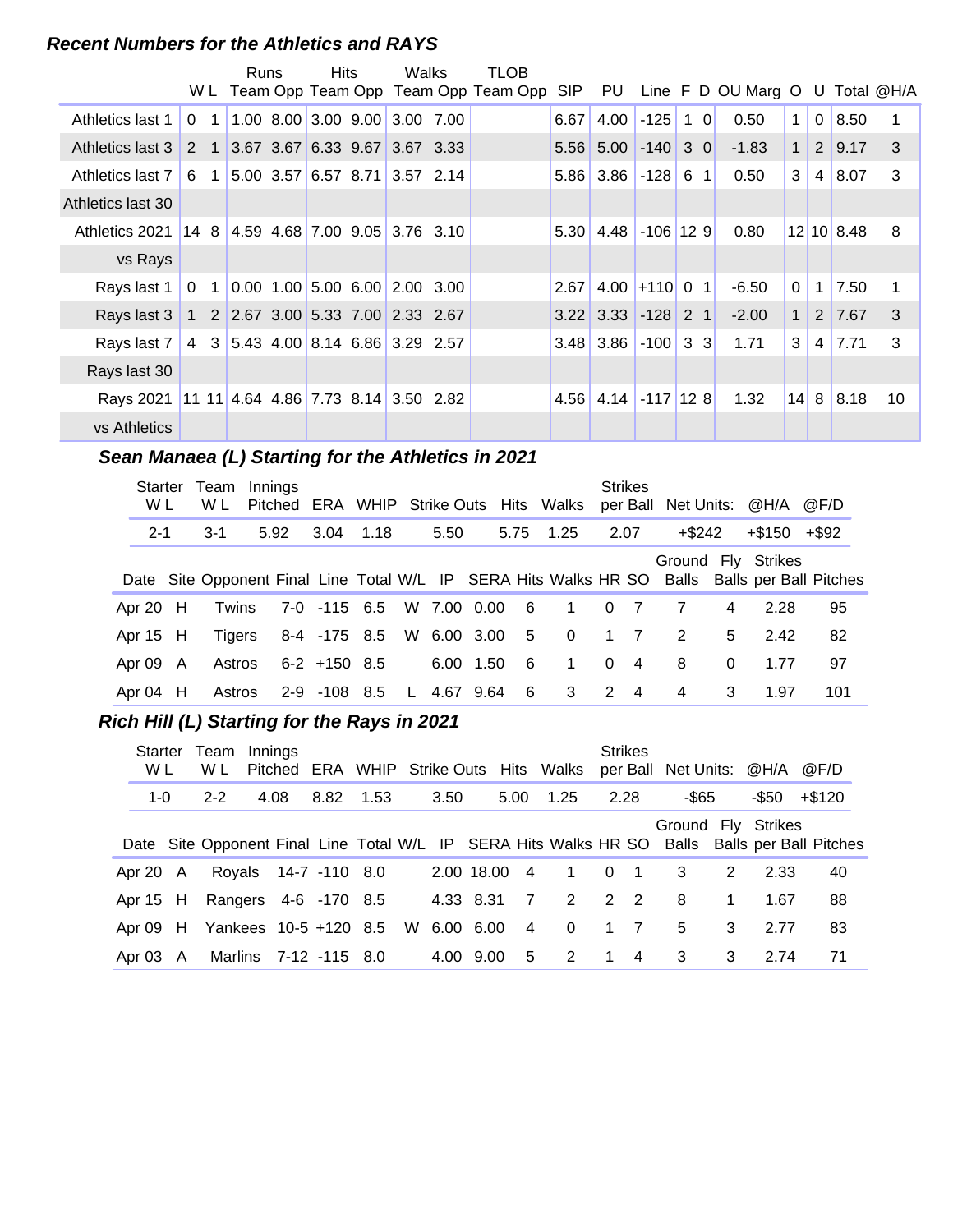### Recent Numbers for the Athletics and RAYS

| | W | L | Runs Team | Runs Opp | Hits Team | Hits Opp | Walks Team | Walks Opp | TLOB Team | TLOB Opp | SIP | PU | Line | F | D | OU Marg | O | U | Total | @H/A |
|---|---|---|---|---|---|---|---|---|---|---|---|---|---|---|---|---|---|---|---|---|
| Athletics last 1 | 0 | 1 | 1.00 | 8.00 | 3.00 | 9.00 | 3.00 | 7.00 | | | 6.67 | 4.00 | -125 | 1 | 0 | 0.50 | 1 | 0 | 8.50 | 1 |
| Athletics last 3 | 2 | 1 | 3.67 | 3.67 | 6.33 | 9.67 | 3.67 | 3.33 | | | 5.56 | 5.00 | -140 | 3 | 0 | -1.83 | 1 | 2 | 9.17 | 3 |
| Athletics last 7 | 6 | 1 | 5.00 | 3.57 | 6.57 | 8.71 | 3.57 | 2.14 | | | 5.86 | 3.86 | -128 | 6 | 1 | 0.50 | 3 | 4 | 8.07 | 3 |
| Athletics last 30 | | | | | | | | | | | | | | | | | | | | |
| Athletics 2021 | 14 | 8 | 4.59 | 4.68 | 7.00 | 9.05 | 3.76 | 3.10 | | | 5.30 | 4.48 | -106 | 12 | 9 | 0.80 | 12 | 10 | 8.48 | 8 |
| vs Rays | | | | | | | | | | | | | | | | | | | | |
| Rays last 1 | 0 | 1 | 0.00 | 1.00 | 5.00 | 6.00 | 2.00 | 3.00 | | | 2.67 | 4.00 | +110 | 0 | 1 | -6.50 | 0 | 1 | 7.50 | 1 |
| Rays last 3 | 1 | 2 | 2.67 | 3.00 | 5.33 | 7.00 | 2.33 | 2.67 | | | 3.22 | 3.33 | -128 | 2 | 1 | -2.00 | 1 | 2 | 7.67 | 3 |
| Rays last 7 | 4 | 3 | 5.43 | 4.00 | 8.14 | 6.86 | 3.29 | 2.57 | | | 3.48 | 3.86 | -100 | 3 | 3 | 1.71 | 3 | 4 | 7.71 | 3 |
| Rays last 30 | | | | | | | | | | | | | | | | | | | | |
| Rays 2021 | 11 | 11 | 4.64 | 4.86 | 7.73 | 8.14 | 3.50 | 2.82 | | | 4.56 | 4.14 | -117 | 12 | 8 | 1.32 | 14 | 8 | 8.18 | 10 |
| vs Athletics | | | | | | | | | | | | | | | | | | | | |

### Sean Manaea (L) Starting for the Athletics in 2021

| Starter W L | Team W L | Innings Pitched | ERA | WHIP | Strike Outs | Hits | Walks | Strikes per Ball | Net Units: | @H/A | @F/D |
|---|---|---|---|---|---|---|---|---|---|---|---|
| 2-1 | 3-1 | 5.92 | 3.04 | 1.18 | 5.50 | 5.75 | 1.25 | 2.07 | +$242 | +$150 | +$92 |

| Date | Site | Opponent | Final | Line | Total | W/L | IP | SERA | Hits | Walks | HR | SO | Ground Balls | Fly Balls | Strikes per Ball | Pitches |
|---|---|---|---|---|---|---|---|---|---|---|---|---|---|---|---|---|
| Apr 20 | H | Twins | 7-0 | -115 | 6.5 | W | 7.00 | 0.00 | 6 | 1 | 0 | 7 | 7 | 4 | 2.28 | 95 |
| Apr 15 | H | Tigers | 8-4 | -175 | 8.5 | W | 6.00 | 3.00 | 5 | 0 | 1 | 7 | 2 | 5 | 2.42 | 82 |
| Apr 09 | A | Astros | 6-2 | +150 | 8.5 | | 6.00 | 1.50 | 6 | 1 | 0 | 4 | 8 | 0 | 1.77 | 97 |
| Apr 04 | H | Astros | 2-9 | -108 | 8.5 | L | 4.67 | 9.64 | 6 | 3 | 2 | 4 | 4 | 3 | 1.97 | 101 |

### Rich Hill (L) Starting for the Rays in 2021

| Starter W L | Team W L | Innings Pitched | ERA | WHIP | Strike Outs | Hits | Walks | Strikes per Ball | Net Units: | @H/A | @F/D |
|---|---|---|---|---|---|---|---|---|---|---|---|
| 1-0 | 2-2 | 4.08 | 8.82 | 1.53 | 3.50 | 5.00 | 1.25 | 2.28 | -$65 | -$50 | +$120 |

| Date | Site | Opponent | Final | Line | Total | W/L | IP | SERA | Hits | Walks | HR | SO | Ground Balls | Fly Balls | Strikes per Ball | Pitches |
|---|---|---|---|---|---|---|---|---|---|---|---|---|---|---|---|---|
| Apr 20 | A | Royals | 14-7 | -110 | 8.0 | | 2.00 | 18.00 | 4 | 1 | 0 | 1 | 3 | 2 | 2.33 | 40 |
| Apr 15 | H | Rangers | 4-6 | -170 | 8.5 | | 4.33 | 8.31 | 7 | 2 | 2 | 2 | 8 | 1 | 1.67 | 88 |
| Apr 09 | H | Yankees | 10-5 | +120 | 8.5 | W | 6.00 | 6.00 | 4 | 0 | 1 | 7 | 5 | 3 | 2.77 | 83 |
| Apr 03 | A | Marlins | 7-12 | -115 | 8.0 | | 4.00 | 9.00 | 5 | 2 | 1 | 4 | 3 | 3 | 2.74 | 71 |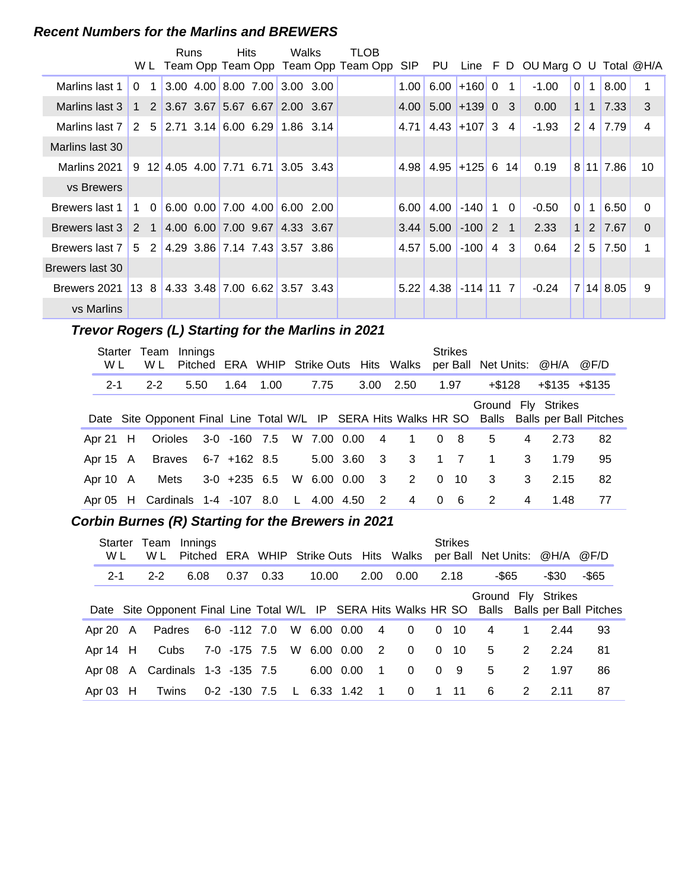### *Recent Numbers for the Marlins and BREWERS*

| | W | L | Runs Team | Runs Opp | Hits Team | Hits Opp | Walks Team | Walks Opp | TLOB Team | TLOB Opp | SIP | PU | Line | F | D | OU Marg | O | U | Total | @H/A |
|---|---|---|---|---|---|---|---|---|---|---|---|---|---|---|---|---|---|---|---|---|
| Marlins last 1 | 0 | 1 | 3.00 | 4.00 | 8.00 | 7.00 | 3.00 | 3.00 | | | 1.00 | 6.00 | +160 | 0 | 1 | -1.00 | 0 | 1 | 8.00 | 1 |
| Marlins last 3 | 1 | 2 | 3.67 | 3.67 | 5.67 | 6.67 | 2.00 | 3.67 | | | 4.00 | 5.00 | +139 | 0 | 3 | 0.00 | 1 | 1 | 7.33 | 3 |
| Marlins last 7 | 2 | 5 | 2.71 | 3.14 | 6.00 | 6.29 | 1.86 | 3.14 | | | 4.71 | 4.43 | +107 | 3 | 4 | -1.93 | 2 | 4 | 7.79 | 4 |
| Marlins last 30 | | | | | | | | | | | | | | | | | | | | |
| Marlins 2021 | 9 | 12 | 4.05 | 4.00 | 7.71 | 6.71 | 3.05 | 3.43 | | | 4.98 | 4.95 | +125 | 6 | 14 | 0.19 | 8 | 11 | 7.86 | 10 |
| vs Brewers | | | | | | | | | | | | | | | | | | | | |
| Brewers last 1 | 1 | 0 | 6.00 | 0.00 | 7.00 | 4.00 | 6.00 | 2.00 | | | 6.00 | 4.00 | -140 | 1 | 0 | -0.50 | 0 | 1 | 6.50 | 0 |
| Brewers last 3 | 2 | 1 | 4.00 | 6.00 | 7.00 | 9.67 | 4.33 | 3.67 | | | 3.44 | 5.00 | -100 | 2 | 1 | 2.33 | 1 | 2 | 7.67 | 0 |
| Brewers last 7 | 5 | 2 | 4.29 | 3.86 | 7.14 | 7.43 | 3.57 | 3.86 | | | 4.57 | 5.00 | -100 | 4 | 3 | 0.64 | 2 | 5 | 7.50 | 1 |
| Brewers last 30 | | | | | | | | | | | | | | | | | | | | |
| Brewers 2021 | 13 | 8 | 4.33 | 3.48 | 7.00 | 6.62 | 3.57 | 3.43 | | | 5.22 | 4.38 | -114 | 11 | 7 | -0.24 | 7 | 14 | 8.05 | 9 |
| vs Marlins | | | | | | | | | | | | | | | | | | | | |

### *Trevor Rogers (L) Starting for the Marlins in 2021*

| Starter W L | Team W L | Innings Pitched | ERA | WHIP | Strike Outs | Hits | Walks | Strikes per Ball | Net Units: | @H/A | @F/D |
|---|---|---|---|---|---|---|---|---|---|---|---|
| 2-1 | 2-2 | 5.50 | 1.64 | 1.00 | 7.75 | 3.00 | 2.50 | 1.97 | +$128 | +$135 | +$135 |

| Date | Site | Opponent | Final | Line | Total | W/L | IP | SERA | Hits | Walks | HR | SO | Ground Balls | Fly Balls | Strikes per Ball | Pitches |
|---|---|---|---|---|---|---|---|---|---|---|---|---|---|---|---|---|
| Apr 21 | H | Orioles | 3-0 | -160 | 7.5 | W | 7.00 | 0.00 | 4 | 1 | 0 | 8 | 5 | 4 | 2.73 | 82 |
| Apr 15 | A | Braves | 6-7 | +162 | 8.5 | | 5.00 | 3.60 | 3 | 3 | 1 | 7 | 1 | 3 | 1.79 | 95 |
| Apr 10 | A | Mets | 3-0 | +235 | 6.5 | W | 6.00 | 0.00 | 3 | 2 | 0 | 10 | 3 | 3 | 2.15 | 82 |
| Apr 05 | H | Cardinals | 1-4 | -107 | 8.0 | L | 4.00 | 4.50 | 2 | 4 | 0 | 6 | 2 | 4 | 1.48 | 77 |

### *Corbin Burnes (R) Starting for the Brewers in 2021*

| Starter W L | Team W L | Innings Pitched | ERA | WHIP | Strike Outs | Hits | Walks | Strikes per Ball | Net Units: | @H/A | @F/D |
|---|---|---|---|---|---|---|---|---|---|---|---|
| 2-1 | 2-2 | 6.08 | 0.37 | 0.33 | 10.00 | 2.00 | 0.00 | 2.18 | -$65 | -$30 | -$65 |

| Date | Site | Opponent | Final | Line | Total | W/L | IP | SERA | Hits | Walks | HR | SO | Ground Balls | Fly Balls | Strikes per Ball | Pitches |
|---|---|---|---|---|---|---|---|---|---|---|---|---|---|---|---|---|
| Apr 20 | A | Padres | 6-0 | -112 | 7.0 | W | 6.00 | 0.00 | 4 | 0 | 0 | 10 | 4 | 1 | 2.44 | 93 |
| Apr 14 | H | Cubs | 7-0 | -175 | 7.5 | W | 6.00 | 0.00 | 2 | 0 | 0 | 10 | 5 | 2 | 2.24 | 81 |
| Apr 08 | A | Cardinals | 1-3 | -135 | 7.5 | | 6.00 | 0.00 | 1 | 0 | 0 | 9 | 5 | 2 | 1.97 | 86 |
| Apr 03 | H | Twins | 0-2 | -130 | 7.5 | L | 6.33 | 1.42 | 1 | 0 | 1 | 11 | 6 | 2 | 2.11 | 87 |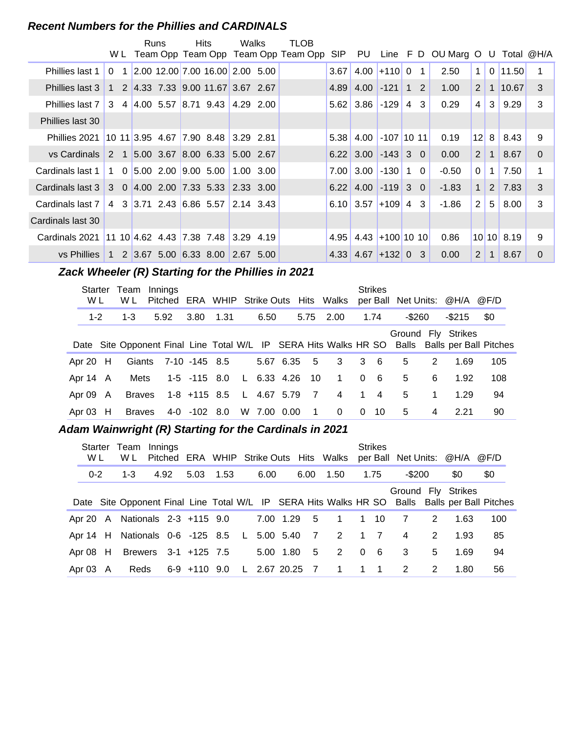### *Recent Numbers for the Phillies and CARDINALS*

| | W | L | Runs Team | Runs Opp | Hits Team | Hits Opp | Walks Team | Walks Opp | TLOB Team | TLOB Opp | SIP | PU | Line | F | D | OU Marg | O | U | Total | @H/A |
|---|---|---|---|---|---|---|---|---|---|---|---|---|---|---|---|---|---|---|---|---|
| Phillies last 1 | 0 | 1 | 2.00 | 12.00 | 7.00 | 16.00 | 2.00 | 5.00 | | | 3.67 | 4.00 | +110 | 0 | 1 | 2.50 | 1 | 0 | 11.50 | 1 |
| Phillies last 3 | 1 | 2 | 4.33 | 7.33 | 9.00 | 11.67 | 3.67 | 2.67 | | | 4.89 | 4.00 | -121 | 1 | 2 | 1.00 | 2 | 1 | 10.67 | 3 |
| Phillies last 7 | 3 | 4 | 4.00 | 5.57 | 8.71 | 9.43 | 4.29 | 2.00 | | | 5.62 | 3.86 | -129 | 4 | 3 | 0.29 | 4 | 3 | 9.29 | 3 |
| Phillies last 30 | | | | | | | | | | | | | | | | | | | | |
| Phillies 2021 | 10 | 11 | 3.95 | 4.67 | 7.90 | 8.48 | 3.29 | 2.81 | | | 5.38 | 4.00 | -107 | 10 | 11 | 0.19 | 12 | 8 | 8.43 | 9 |
| vs Cardinals | 2 | 1 | 5.00 | 3.67 | 8.00 | 6.33 | 5.00 | 2.67 | | | 6.22 | 3.00 | -143 | 3 | 0 | 0.00 | 2 | 1 | 8.67 | 0 |
| Cardinals last 1 | 1 | 0 | 5.00 | 2.00 | 9.00 | 5.00 | 1.00 | 3.00 | | | 7.00 | 3.00 | -130 | 1 | 0 | -0.50 | 0 | 1 | 7.50 | 1 |
| Cardinals last 3 | 3 | 0 | 4.00 | 2.00 | 7.33 | 5.33 | 2.33 | 3.00 | | | 6.22 | 4.00 | -119 | 3 | 0 | -1.83 | 1 | 2 | 7.83 | 3 |
| Cardinals last 7 | 4 | 3 | 3.71 | 2.43 | 6.86 | 5.57 | 2.14 | 3.43 | | | 6.10 | 3.57 | +109 | 4 | 3 | -1.86 | 2 | 5 | 8.00 | 3 |
| Cardinals last 30 | | | | | | | | | | | | | | | | | | | | |
| Cardinals 2021 | 11 | 10 | 4.62 | 4.43 | 7.38 | 7.48 | 3.29 | 4.19 | | | 4.95 | 4.43 | +100 | 10 | 10 | 0.86 | 10 | 10 | 8.19 | 9 |
| vs Phillies | 1 | 2 | 3.67 | 5.00 | 6.33 | 8.00 | 2.67 | 5.00 | | | 4.33 | 4.67 | +132 | 0 | 3 | 0.00 | 2 | 1 | 8.67 | 0 |

### *Zack Wheeler (R) Starting for the Phillies in 2021*

| Starter W L | Team W L | Innings Pitched | ERA | WHIP | Strike Outs | Hits | Walks | Strikes per Ball | Net Units: | @H/A | @F/D |
|---|---|---|---|---|---|---|---|---|---|---|---|
| 1-2 | 1-3 | 5.92 | 3.80 | 1.31 | 6.50 | 5.75 | 2.00 | 1.74 | -$260 | -$215 | $0 |

| Date | Site | Opponent | Final | Line | Total | W/L | IP | SERA | Hits | Walks | HR | SO | Ground Balls | Fly Balls | Strikes per Ball | Pitches |
|---|---|---|---|---|---|---|---|---|---|---|---|---|---|---|---|---|
| Apr 20 | H | Giants | 7-10 | -145 | 8.5 | | 5.67 | 6.35 | 5 | 3 | 3 | 6 | 5 | 2 | 1.69 | 105 |
| Apr 14 | A | Mets | 1-5 | -115 | 8.0 | L | 6.33 | 4.26 | 10 | 1 | 0 | 6 | 5 | 6 | 1.92 | 108 |
| Apr 09 | A | Braves | 1-8 | +115 | 8.5 | L | 4.67 | 5.79 | 7 | 4 | 1 | 4 | 5 | 1 | 1.29 | 94 |
| Apr 03 | H | Braves | 4-0 | -102 | 8.0 | W | 7.00 | 0.00 | 1 | 0 | 0 | 10 | 5 | 4 | 2.21 | 90 |

### *Adam Wainwright (R) Starting for the Cardinals in 2021*

| Starter W L | Team W L | Innings Pitched | ERA | WHIP | Strike Outs | Hits | Walks | Strikes per Ball | Net Units: | @H/A | @F/D |
|---|---|---|---|---|---|---|---|---|---|---|---|
| 0-2 | 1-3 | 4.92 | 5.03 | 1.53 | 6.00 | 6.00 | 1.50 | 1.75 | -$200 | $0 | $0 |

| Date | Site | Opponent | Final | Line | Total | W/L | IP | SERA | Hits | Walks | HR | SO | Ground Balls | Fly Balls | Strikes per Ball | Pitches |
|---|---|---|---|---|---|---|---|---|---|---|---|---|---|---|---|---|
| Apr 20 | A | Nationals | 2-3 | +115 | 9.0 | | 7.00 | 1.29 | 5 | 1 | 1 | 10 | 7 | 2 | 1.63 | 100 |
| Apr 14 | H | Nationals | 0-6 | -125 | 8.5 | L | 5.00 | 5.40 | 7 | 2 | 1 | 7 | 4 | 2 | 1.93 | 85 |
| Apr 08 | H | Brewers | 3-1 | +125 | 7.5 | | 5.00 | 1.80 | 5 | 2 | 0 | 6 | 3 | 5 | 1.69 | 94 |
| Apr 03 | A | Reds | 6-9 | +110 | 9.0 | L | 2.67 | 20.25 | 7 | 1 | 1 | 1 | 2 | 2 | 1.80 | 56 |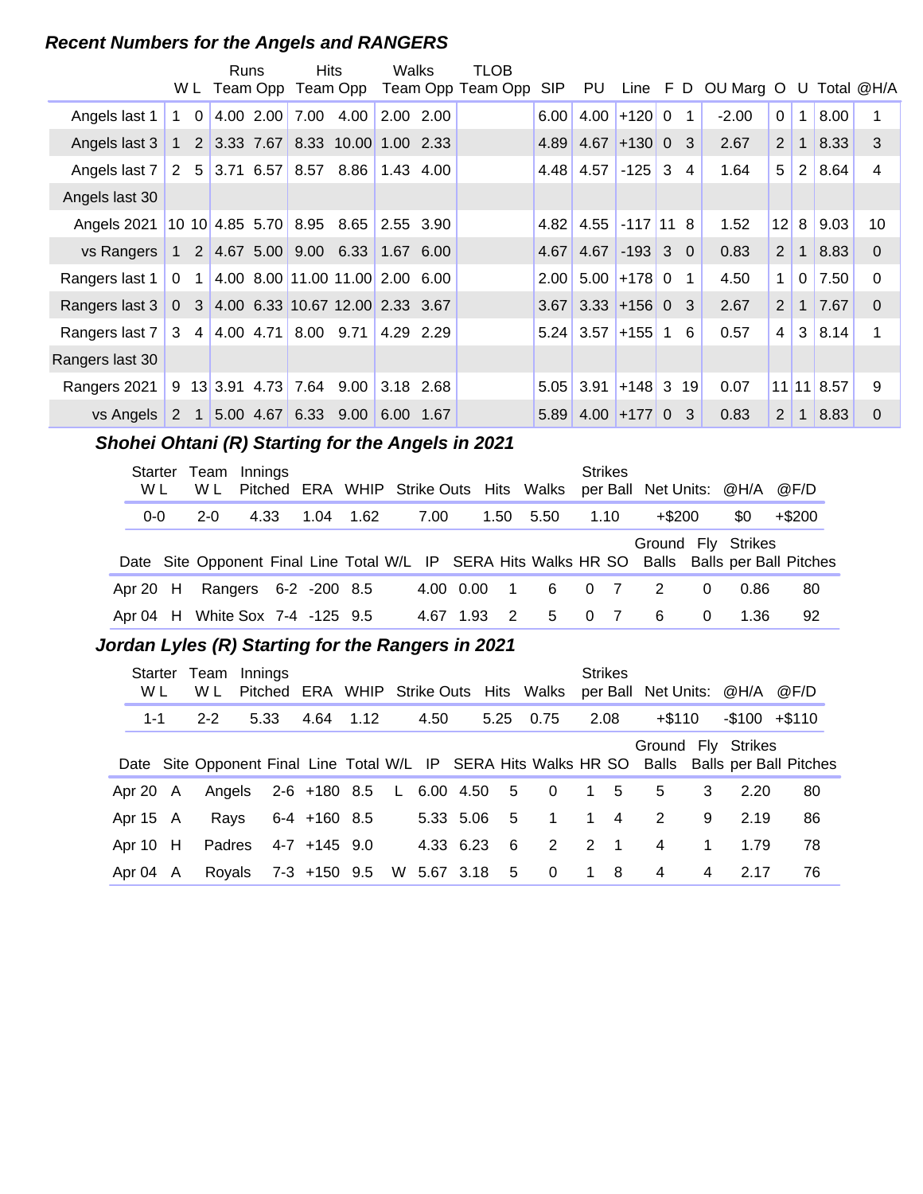### *Recent Numbers for the Angels and RANGERS*

| | W | L | Runs Team | Runs Opp | Hits Team | Hits Opp | Walks Team | Walks Opp | TLOB Team | TLOB Opp | SIP | PU | Line | F | D | OU Marg | O | U | Total | @H/A |
|---|---|---|---|---|---|---|---|---|---|---|---|---|---|---|---|---|---|---|---|---|
| Angels last 1 | 1 | 0 | 4.00 | 2.00 | 7.00 | 4.00 | 2.00 | 2.00 | | | 6.00 | 4.00 | +120 | 0 | 1 | -2.00 | 0 | 1 | 8.00 | 1 |
| Angels last 3 | 1 | 2 | 3.33 | 7.67 | 8.33 | 10.00 | 1.00 | 2.33 | | | 4.89 | 4.67 | +130 | 0 | 3 | 2.67 | 2 | 1 | 8.33 | 3 |
| Angels last 7 | 2 | 5 | 3.71 | 6.57 | 8.57 | 8.86 | 1.43 | 4.00 | | | 4.48 | 4.57 | -125 | 3 | 4 | 1.64 | 5 | 2 | 8.64 | 4 |
| Angels last 30 | | | | | | | | | | | | | | | | | | | | |
| Angels 2021 | 10 | 10 | 4.85 | 5.70 | 8.95 | 8.65 | 2.55 | 3.90 | | | 4.82 | 4.55 | -117 | 11 | 8 | 1.52 | 12 | 8 | 9.03 | 10 |
| vs Rangers | 1 | 2 | 4.67 | 5.00 | 9.00 | 6.33 | 1.67 | 6.00 | | | 4.67 | 4.67 | -193 | 3 | 0 | 0.83 | 2 | 1 | 8.83 | 0 |
| Rangers last 1 | 0 | 1 | 4.00 | 8.00 | 11.00 | 11.00 | 2.00 | 6.00 | | | 2.00 | 5.00 | +178 | 0 | 1 | 4.50 | 1 | 0 | 7.50 | 0 |
| Rangers last 3 | 0 | 3 | 4.00 | 6.33 | 10.67 | 12.00 | 2.33 | 3.67 | | | 3.67 | 3.33 | +156 | 0 | 3 | 2.67 | 2 | 1 | 7.67 | 0 |
| Rangers last 7 | 3 | 4 | 4.00 | 4.71 | 8.00 | 9.71 | 4.29 | 2.29 | | | 5.24 | 3.57 | +155 | 1 | 6 | 0.57 | 4 | 3 | 8.14 | 1 |
| Rangers last 30 | | | | | | | | | | | | | | | | | | | | |
| Rangers 2021 | 9 | 13 | 3.91 | 4.73 | 7.64 | 9.00 | 3.18 | 2.68 | | | 5.05 | 3.91 | +148 | 3 | 19 | 0.07 | 11 | 11 | 8.57 | 9 |
| vs Angels | 2 | 1 | 5.00 | 4.67 | 6.33 | 9.00 | 6.00 | 1.67 | | | 5.89 | 4.00 | +177 | 0 | 3 | 0.83 | 2 | 1 | 8.83 | 0 |

### *Shohei Ohtani (R) Starting for the Angels in 2021*

| Starter W L | Team W L | Innings Pitched | ERA | WHIP | Strike Outs | Hits | Walks | Strikes per Ball | Net Units: | @H/A | @F/D |
|---|---|---|---|---|---|---|---|---|---|---|---|
| 0-0 | 2-0 | 4.33 | 1.04 | 1.62 | 7.00 | 1.50 | 5.50 | 1.10 | +$200 | $0 | +$200 |

| Date | Site | Opponent | Final | Line | Total | W/L | IP | SERA | Hits | Walks | HR | SO | Ground Balls | Fly Balls | Strikes per Ball | Pitches |
|---|---|---|---|---|---|---|---|---|---|---|---|---|---|---|---|---|
| Apr 20 | H | Rangers | 6-2 | -200 | 8.5 | | 4.00 | 0.00 | 1 | 6 | 0 | 7 | 2 | 0 | 0.86 | 80 |
| Apr 04 | H | White Sox | 7-4 | -125 | 9.5 | | 4.67 | 1.93 | 2 | 5 | 0 | 7 | 6 | 0 | 1.36 | 92 |

### *Jordan Lyles (R) Starting for the Rangers in 2021*

| Starter W L | Team W L | Innings Pitched | ERA | WHIP | Strike Outs | Hits | Walks | Strikes per Ball | Net Units: | @H/A | @F/D |
|---|---|---|---|---|---|---|---|---|---|---|---|
| 1-1 | 2-2 | 5.33 | 4.64 | 1.12 | 4.50 | 5.25 | 0.75 | 2.08 | +$110 | -$100 | +$110 |

| Date | Site | Opponent | Final | Line | Total | W/L | IP | SERA | Hits | Walks | HR | SO | Ground Balls | Fly Balls | Strikes per Ball | Pitches |
|---|---|---|---|---|---|---|---|---|---|---|---|---|---|---|---|---|
| Apr 20 | A | Angels | 2-6 | +180 | 8.5 | L | 6.00 | 4.50 | 5 | 0 | 1 | 5 | 5 | 3 | 2.20 | 80 |
| Apr 15 | A | Rays | 6-4 | +160 | 8.5 | | 5.33 | 5.06 | 5 | 1 | 1 | 4 | 2 | 9 | 2.19 | 86 |
| Apr 10 | H | Padres | 4-7 | +145 | 9.0 | | 4.33 | 6.23 | 6 | 2 | 2 | 1 | 4 | 1 | 1.79 | 78 |
| Apr 04 | A | Royals | 7-3 | +150 | 9.5 | W | 5.67 | 3.18 | 5 | 0 | 1 | 8 | 4 | 4 | 2.17 | 76 |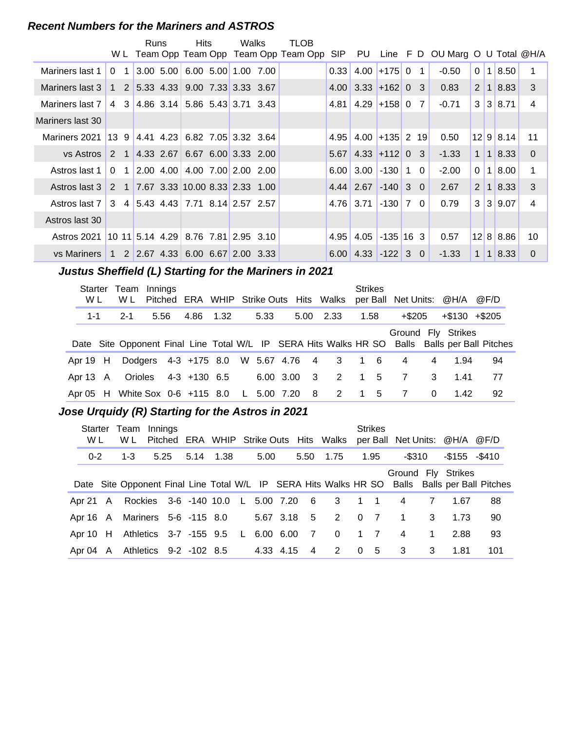### *Recent Numbers for the Mariners and ASTROS*

| | W | L | Runs Team | Runs Opp | Hits Team | Hits Opp | Walks Team | Walks Opp | TLOB Team | TLOB Opp | SIP | PU | Line | F | D | OU Marg | O | U | Total | @H/A |
|---|---|---|---|---|---|---|---|---|---|---|---|---|---|---|---|---|---|---|---|---|
| Mariners last 1 | 0 | 1 | 3.00 | 5.00 | 6.00 | 5.00 | 1.00 | 7.00 | | | 0.33 | 4.00 | +175 | 0 | 1 | -0.50 | 0 | 1 | 8.50 | 1 |
| Mariners last 3 | 1 | 2 | 5.33 | 4.33 | 9.00 | 7.33 | 3.33 | 3.67 | | | 4.00 | 3.33 | +162 | 0 | 3 | 0.83 | 2 | 1 | 8.83 | 3 |
| Mariners last 7 | 4 | 3 | 4.86 | 3.14 | 5.86 | 5.43 | 3.71 | 3.43 | | | 4.81 | 4.29 | +158 | 0 | 7 | -0.71 | 3 | 3 | 8.71 | 4 |
| Mariners last 30 | | | | | | | | | | | | | | | | | | | | |
| Mariners 2021 | 13 | 9 | 4.41 | 4.23 | 6.82 | 7.05 | 3.32 | 3.64 | | | 4.95 | 4.00 | +135 | 2 | 19 | 0.50 | 12 | 9 | 8.14 | 11 |
| vs Astros | 2 | 1 | 4.33 | 2.67 | 6.67 | 6.00 | 3.33 | 2.00 | | | 5.67 | 4.33 | +112 | 0 | 3 | -1.33 | 1 | 1 | 8.33 | 0 |
| Astros last 1 | 0 | 1 | 2.00 | 4.00 | 4.00 | 7.00 | 2.00 | 2.00 | | | 6.00 | 3.00 | -130 | 1 | 0 | -2.00 | 0 | 1 | 8.00 | 1 |
| Astros last 3 | 2 | 1 | 7.67 | 3.33 | 10.00 | 8.33 | 2.33 | 1.00 | | | 4.44 | 2.67 | -140 | 3 | 0 | 2.67 | 2 | 1 | 8.33 | 3 |
| Astros last 7 | 3 | 4 | 5.43 | 4.43 | 7.71 | 8.14 | 2.57 | 2.57 | | | 4.76 | 3.71 | -130 | 7 | 0 | 0.79 | 3 | 3 | 9.07 | 4 |
| Astros last 30 | | | | | | | | | | | | | | | | | | | | |
| Astros 2021 | 10 | 11 | 5.14 | 4.29 | 8.76 | 7.81 | 2.95 | 3.10 | | | 4.95 | 4.05 | -135 | 16 | 3 | 0.57 | 12 | 8 | 8.86 | 10 |
| vs Mariners | 1 | 2 | 2.67 | 4.33 | 6.00 | 6.67 | 2.00 | 3.33 | | | 6.00 | 4.33 | -122 | 3 | 0 | -1.33 | 1 | 1 | 8.33 | 0 |

### *Justus Sheffield (L) Starting for the Mariners in 2021*

| Starter W L | Team W L | Innings Pitched | ERA | WHIP | Strike Outs | Hits | Walks | Strikes per Ball | Net Units: | @H/A | @F/D |
|---|---|---|---|---|---|---|---|---|---|---|---|
| 1-1 | 2-1 | 5.56 | 4.86 | 1.32 | 5.33 | 5.00 | 2.33 | 1.58 | +$205 | +$130 | +$205 |

| Date | Site | Opponent | Final | Line | Total | W/L | IP | SERA | Hits | Walks | HR | SO | Ground Balls | Fly Balls | Strikes per Ball | Pitches |
|---|---|---|---|---|---|---|---|---|---|---|---|---|---|---|---|---|
| Apr 19 | H | Dodgers | 4-3 | +175 | 8.0 | W | 5.67 | 4.76 | 4 | 3 | 1 | 6 | 4 | 4 | 1.94 | 94 |
| Apr 13 | A | Orioles | 4-3 | +130 | 6.5 | | 6.00 | 3.00 | 3 | 2 | 1 | 5 | 7 | 3 | 1.41 | 77 |
| Apr 05 | H | White Sox | 0-6 | +115 | 8.0 | L | 5.00 | 7.20 | 8 | 2 | 1 | 5 | 7 | 0 | 1.42 | 92 |

### *Jose Urquidy (R) Starting for the Astros in 2021*

| Starter W L | Team W L | Innings Pitched | ERA | WHIP | Strike Outs | Hits | Walks | Strikes per Ball | Net Units: | @H/A | @F/D |
|---|---|---|---|---|---|---|---|---|---|---|---|
| 0-2 | 1-3 | 5.25 | 5.14 | 1.38 | 5.00 | 5.50 | 1.75 | 1.95 | -$310 | -$155 | -$410 |

| Date | Site | Opponent | Final | Line | Total | W/L | IP | SERA | Hits | Walks | HR | SO | Ground Balls | Fly Balls | Strikes per Ball | Pitches |
|---|---|---|---|---|---|---|---|---|---|---|---|---|---|---|---|---|
| Apr 21 | A | Rockies | 3-6 | -140 | 10.0 | L | 5.00 | 7.20 | 6 | 3 | 1 | 1 | 4 | 7 | 1.67 | 88 |
| Apr 16 | A | Mariners | 5-6 | -115 | 8.0 | | 5.67 | 3.18 | 5 | 2 | 0 | 7 | 1 | 3 | 1.73 | 90 |
| Apr 10 | H | Athletics | 3-7 | -155 | 9.5 | L | 6.00 | 6.00 | 7 | 0 | 1 | 7 | 4 | 1 | 2.88 | 93 |
| Apr 04 | A | Athletics | 9-2 | -102 | 8.5 | | 4.33 | 4.15 | 4 | 2 | 0 | 5 | 3 | 3 | 1.81 | 101 |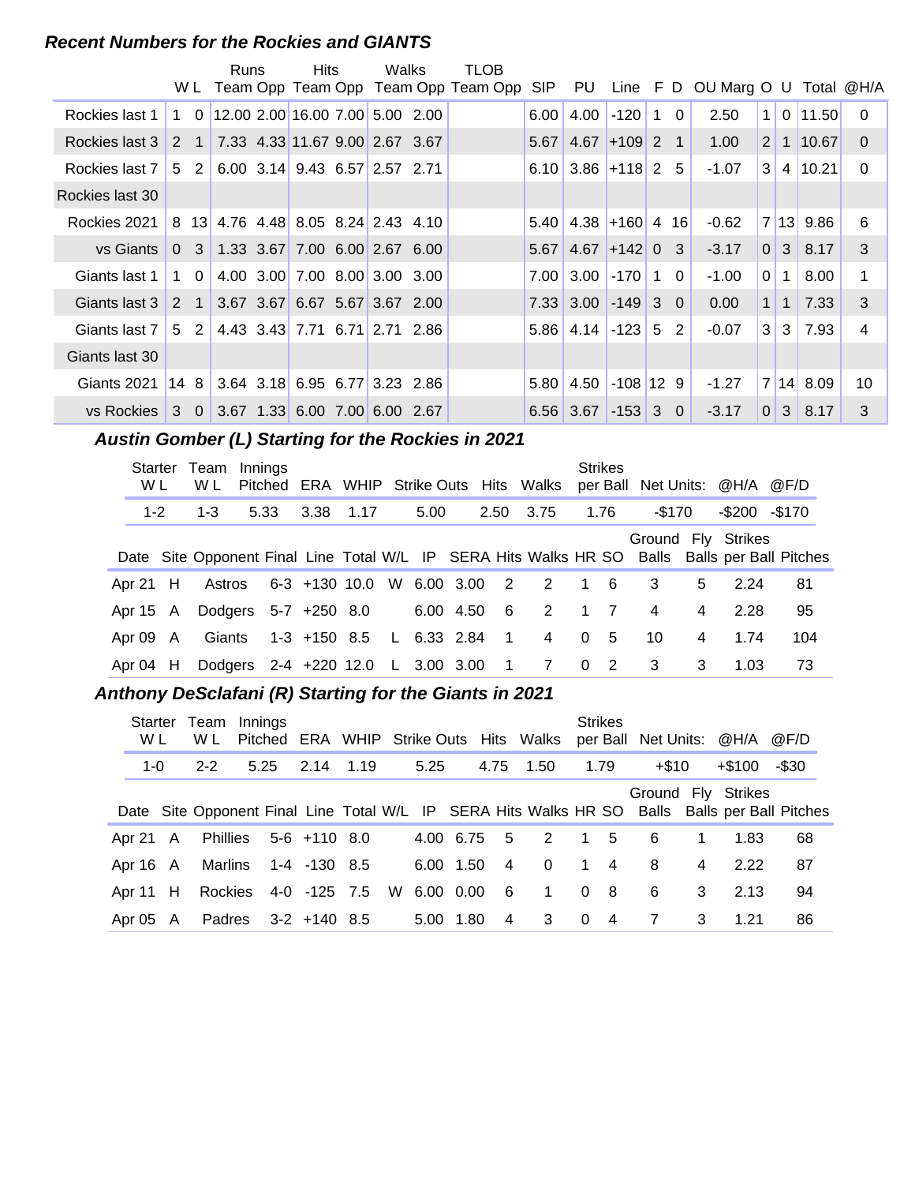### Recent Numbers for the Rockies and GIANTS

| | W | L | Runs Team | Runs Opp | Hits Team | Hits Opp | Walks Team | Walks Opp | TLOB Team | TLOB Opp | SIP | PU | Line | F | D | OU Marg | O | U | Total | @H/A |
|---|---|---|---|---|---|---|---|---|---|---|---|---|---|---|---|---|---|---|---|---|
| Rockies last 1 | 1 | 0 | 12.00 | 2.00 | 16.00 | 7.00 | 5.00 | 2.00 | | | 6.00 | 4.00 | -120 | 1 | 0 | 2.50 | 1 | 0 | 11.50 | 0 |
| Rockies last 3 | 2 | 1 | 7.33 | 4.33 | 11.67 | 9.00 | 2.67 | 3.67 | | | 5.67 | 4.67 | +109 | 2 | 1 | 1.00 | 2 | 1 | 10.67 | 0 |
| Rockies last 7 | 5 | 2 | 6.00 | 3.14 | 9.43 | 6.57 | 2.57 | 2.71 | | | 6.10 | 3.86 | +118 | 2 | 5 | -1.07 | 3 | 4 | 10.21 | 0 |
| Rockies last 30 | | | | | | | | | | | | | | | | | | | | |
| Rockies 2021 | 8 | 13 | 4.76 | 4.48 | 8.05 | 8.24 | 2.43 | 4.10 | | | 5.40 | 4.38 | +160 | 4 | 16 | -0.62 | 7 | 13 | 9.86 | 6 |
| vs Giants | 0 | 3 | 1.33 | 3.67 | 7.00 | 6.00 | 2.67 | 6.00 | | | 5.67 | 4.67 | +142 | 0 | 3 | -3.17 | 0 | 3 | 8.17 | 3 |
| Giants last 1 | 1 | 0 | 4.00 | 3.00 | 7.00 | 8.00 | 3.00 | 3.00 | | | 7.00 | 3.00 | -170 | 1 | 0 | -1.00 | 0 | 1 | 8.00 | 1 |
| Giants last 3 | 2 | 1 | 3.67 | 3.67 | 6.67 | 5.67 | 3.67 | 2.00 | | | 7.33 | 3.00 | -149 | 3 | 0 | 0.00 | 1 | 1 | 7.33 | 3 |
| Giants last 7 | 5 | 2 | 4.43 | 3.43 | 7.71 | 6.71 | 2.71 | 2.86 | | | 5.86 | 4.14 | -123 | 5 | 2 | -0.07 | 3 | 3 | 7.93 | 4 |
| Giants last 30 | | | | | | | | | | | | | | | | | | | | |
| Giants 2021 | 14 | 8 | 3.64 | 3.18 | 6.95 | 6.77 | 3.23 | 2.86 | | | 5.80 | 4.50 | -108 | 12 | 9 | -1.27 | 7 | 14 | 8.09 | 10 |
| vs Rockies | 3 | 0 | 3.67 | 1.33 | 6.00 | 7.00 | 6.00 | 2.67 | | | 6.56 | 3.67 | -153 | 3 | 0 | -3.17 | 0 | 3 | 8.17 | 3 |

### Austin Gomber (L) Starting for the Rockies in 2021

| Starter W L | Team W L | Innings Pitched | ERA | WHIP | Strike Outs | Hits | Walks | Strikes per Ball | Net Units: | @H/A | @F/D |
|---|---|---|---|---|---|---|---|---|---|---|---|
| 1-2 | 1-3 | 5.33 | 3.38 | 1.17 | 5.00 | 2.50 | 3.75 | 1.76 | -$170 | -$200 | -$170 |

| Date | Site | Opponent | Final | Line | Total | W/L | IP | SERA | Hits | Walks | HR | SO | Ground Balls | Fly Balls | Strikes per Ball | Pitches |
|---|---|---|---|---|---|---|---|---|---|---|---|---|---|---|---|---|
| Apr 21 | H | Astros | 6-3 | +130 | 10.0 | W | 6.00 | 3.00 | 2 | 2 | 1 | 6 | 3 | 5 | 2.24 | 81 |
| Apr 15 | A | Dodgers | 5-7 | +250 | 8.0 | | 6.00 | 4.50 | 6 | 2 | 1 | 7 | 4 | 4 | 2.28 | 95 |
| Apr 09 | A | Giants | 1-3 | +150 | 8.5 | L | 6.33 | 2.84 | 1 | 4 | 0 | 5 | 10 | 4 | 1.74 | 104 |
| Apr 04 | H | Dodgers | 2-4 | +220 | 12.0 | L | 3.00 | 3.00 | 1 | 7 | 0 | 2 | 3 | 3 | 1.03 | 73 |

### Anthony DeSclafani (R) Starting for the Giants in 2021

| Starter W L | Team W L | Innings Pitched | ERA | WHIP | Strike Outs | Hits | Walks | Strikes per Ball | Net Units: | @H/A | @F/D |
|---|---|---|---|---|---|---|---|---|---|---|---|
| 1-0 | 2-2 | 5.25 | 2.14 | 1.19 | 5.25 | 4.75 | 1.50 | 1.79 | +$10 | +$100 | -$30 |

| Date | Site | Opponent | Final | Line | Total | W/L | IP | SERA | Hits | Walks | HR | SO | Ground Balls | Fly Balls | Strikes per Ball | Pitches |
|---|---|---|---|---|---|---|---|---|---|---|---|---|---|---|---|---|
| Apr 21 | A | Phillies | 5-6 | +110 | 8.0 | | 4.00 | 6.75 | 5 | 2 | 1 | 5 | 6 | 1 | 1.83 | 68 |
| Apr 16 | A | Marlins | 1-4 | -130 | 8.5 | | 6.00 | 1.50 | 4 | 0 | 1 | 4 | 8 | 4 | 2.22 | 87 |
| Apr 11 | H | Rockies | 4-0 | -125 | 7.5 | W | 6.00 | 0.00 | 6 | 1 | 0 | 8 | 6 | 3 | 2.13 | 94 |
| Apr 05 | A | Padres | 3-2 | +140 | 8.5 | | 5.00 | 1.80 | 4 | 3 | 0 | 4 | 7 | 3 | 1.21 | 86 |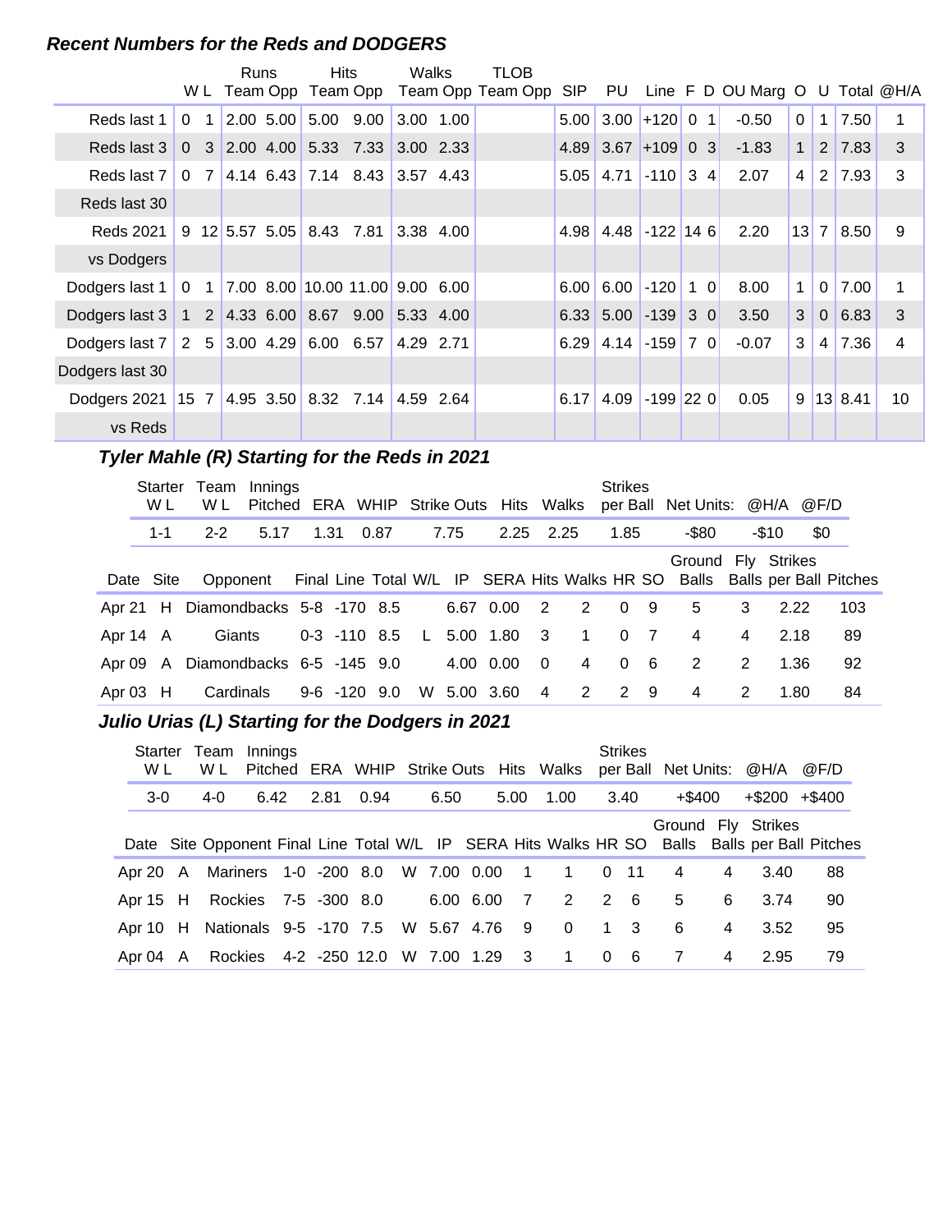### Recent Numbers for the Reds and DODGERS

| | W | L | Runs Team | Runs Opp | Hits Team | Hits Opp | Walks Team | Walks Opp | TLOB Team | TLOB Opp | SIP | PU | Line | F | D | OU Marg | O | U | Total | @H/A |
|---|---|---|---|---|---|---|---|---|---|---|---|---|---|---|---|---|---|---|---|---|
| Reds last 1 | 0 | 1 | 2.00 | 5.00 | 5.00 | 9.00 | 3.00 | 1.00 | | | 5.00 | 3.00 | +120 | 0 | 1 | -0.50 | 0 | 1 | 7.50 | 1 |
| Reds last 3 | 0 | 3 | 2.00 | 4.00 | 5.33 | 7.33 | 3.00 | 2.33 | | | 4.89 | 3.67 | +109 | 0 | 3 | -1.83 | 1 | 2 | 7.83 | 3 |
| Reds last 7 | 0 | 7 | 4.14 | 6.43 | 7.14 | 8.43 | 3.57 | 4.43 | | | 5.05 | 4.71 | -110 | 3 | 4 | 2.07 | 4 | 2 | 7.93 | 3 |
| Reds last 30 | | | | | | | | | | | | | | | | | | | | |
| Reds 2021 | 9 | 12 | 5.57 | 5.05 | 8.43 | 7.81 | 3.38 | 4.00 | | | 4.98 | 4.48 | -122 | 14 | 6 | 2.20 | 13 | 7 | 8.50 | 9 |
| vs Dodgers | | | | | | | | | | | | | | | | | | | | |
| Dodgers last 1 | 0 | 1 | 7.00 | 8.00 | 10.00 | 11.00 | 9.00 | 6.00 | | | 6.00 | 6.00 | -120 | 1 | 0 | 8.00 | 1 | 0 | 7.00 | 1 |
| Dodgers last 3 | 1 | 2 | 4.33 | 6.00 | 8.67 | 9.00 | 5.33 | 4.00 | | | 6.33 | 5.00 | -139 | 3 | 0 | 3.50 | 3 | 0 | 6.83 | 3 |
| Dodgers last 7 | 2 | 5 | 3.00 | 4.29 | 6.00 | 6.57 | 4.29 | 2.71 | | | 6.29 | 4.14 | -159 | 7 | 0 | -0.07 | 3 | 4 | 7.36 | 4 |
| Dodgers last 30 | | | | | | | | | | | | | | | | | | | | |
| Dodgers 2021 | 15 | 7 | 4.95 | 3.50 | 8.32 | 7.14 | 4.59 | 2.64 | | | 6.17 | 4.09 | -199 | 22 | 0 | 0.05 | 9 | 13 | 8.41 | 10 |
| vs Reds | | | | | | | | | | | | | | | | | | | | |

### Tyler Mahle (R) Starting for the Reds in 2021

| Starter W L | Team W L | Innings Pitched | ERA | WHIP | Strike Outs | Hits | Walks | Strikes per Ball | Net Units: | @H/A | @F/D |
|---|---|---|---|---|---|---|---|---|---|---|---|
| 1-1 | 2-2 | 5.17 | 1.31 | 0.87 | 7.75 | 2.25 | 2.25 | 1.85 | -$80 | -$10 | $0 |

| Date | Site | Opponent | Final | Line | Total | W/L | IP | SERA | Hits | Walks | HR | SO | Ground Balls | Fly Balls | Strikes per Ball | Pitches |
|---|---|---|---|---|---|---|---|---|---|---|---|---|---|---|---|---|
| Apr 21 | H | Diamondbacks | 5-8 | -170 | 8.5 | | 6.67 | 0.00 | 2 | 2 | 0 | 9 | 5 | 3 | 2.22 | 103 |
| Apr 14 | A | Giants | 0-3 | -110 | 8.5 | L | 5.00 | 1.80 | 3 | 1 | 0 | 7 | 4 | 4 | 2.18 | 89 |
| Apr 09 | A | Diamondbacks | 6-5 | -145 | 9.0 | | 4.00 | 0.00 | 0 | 4 | 0 | 6 | 2 | 2 | 1.36 | 92 |
| Apr 03 | H | Cardinals | 9-6 | -120 | 9.0 | W | 5.00 | 3.60 | 4 | 2 | 2 | 9 | 4 | 2 | 1.80 | 84 |

### Julio Urias (L) Starting for the Dodgers in 2021

| Starter W L | Team W L | Innings Pitched | ERA | WHIP | Strike Outs | Hits | Walks | Strikes per Ball | Net Units: | @H/A | @F/D |
|---|---|---|---|---|---|---|---|---|---|---|---|
| 3-0 | 4-0 | 6.42 | 2.81 | 0.94 | 6.50 | 5.00 | 1.00 | 3.40 | +$400 | +$200 | +$400 |

| Date | Site | Opponent | Final | Line | Total | W/L | IP | SERA | Hits | Walks | HR | SO | Ground Balls | Fly Balls | Strikes per Ball | Pitches |
|---|---|---|---|---|---|---|---|---|---|---|---|---|---|---|---|---|
| Apr 20 | A | Mariners | 1-0 | -200 | 8.0 | W | 7.00 | 0.00 | 1 | 1 | 0 | 11 | 4 | 4 | 3.40 | 88 |
| Apr 15 | H | Rockies | 7-5 | -300 | 8.0 | | 6.00 | 6.00 | 7 | 2 | 2 | 6 | 5 | 6 | 3.74 | 90 |
| Apr 10 | H | Nationals | 9-5 | -170 | 7.5 | W | 5.67 | 4.76 | 9 | 0 | 1 | 3 | 6 | 4 | 3.52 | 95 |
| Apr 04 | A | Rockies | 4-2 | -250 | 12.0 | W | 7.00 | 1.29 | 3 | 1 | 0 | 6 | 7 | 4 | 2.95 | 79 |